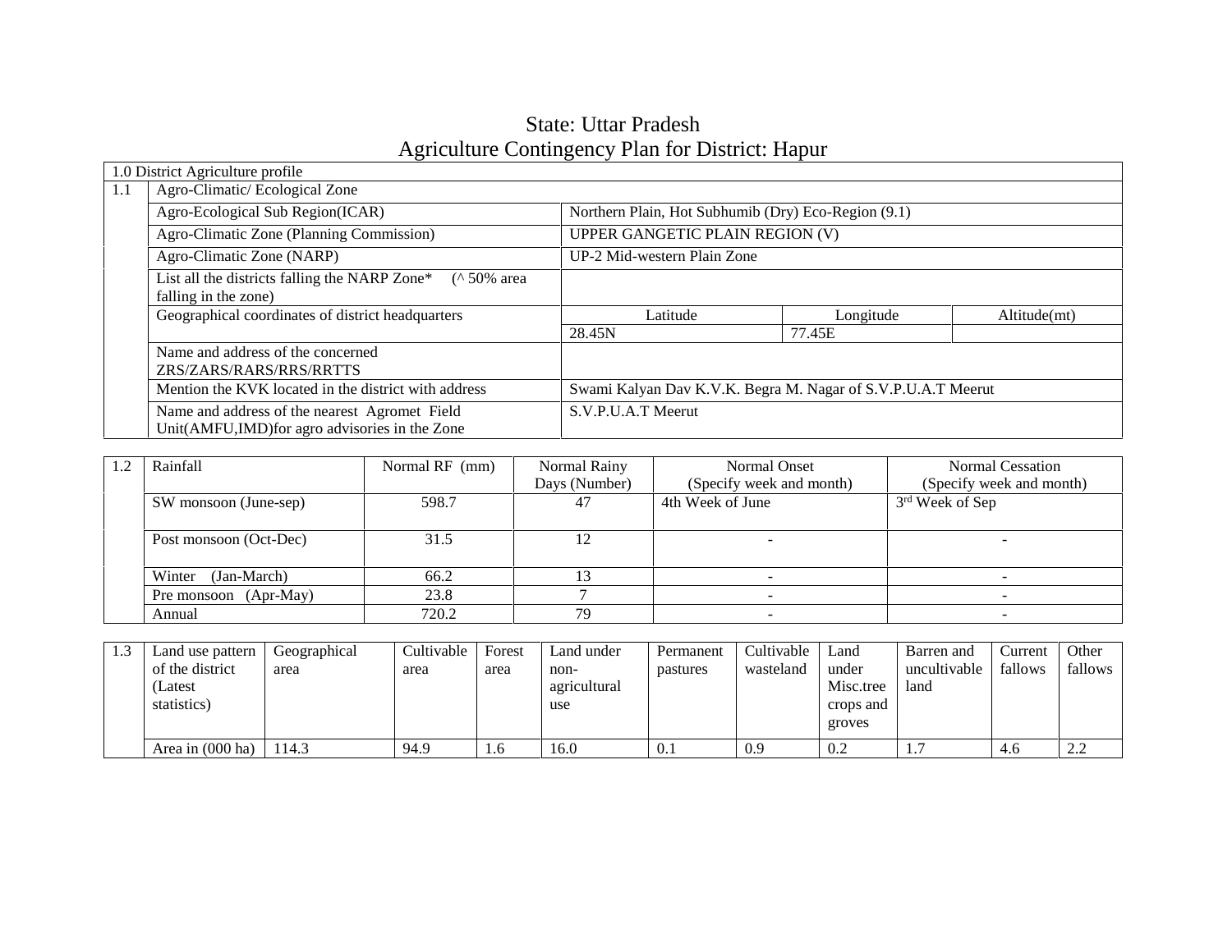# State: Uttar Pradesh

## Agriculture Contingency Plan for District: Hapur

| 1.0 District Agriculture profile | | | | |
|---|---|---|---|---|
| 1.1 | Agro-Climatic/ Ecological Zone | | | |
| | Agro-Ecological Sub Region(ICAR) | Northern Plain, Hot Subhumib (Dry) Eco-Region (9.1) | | |
| | Agro-Climatic Zone (Planning Commission) | UPPER GANGETIC PLAIN REGION (V) | | |
| | Agro-Climatic Zone (NARP) | UP-2 Mid-western Plain Zone | | |
| | List all the districts falling the NARP Zone* (^ 50% area falling in the zone) | | | |
| | Geographical coordinates of district headquarters | Latitude | Longitude | Altitude(mt) |
| | | 28.45N | 77.45E | |
| | Name and address of the concerned ZRS/ZARS/RARS/RRS/RRTTS | | | |
| | Mention the KVK located in the district with address | Swami Kalyan Dav K.V.K. Begra M. Nagar of S.V.P.U.A.T Meerut | | |
| | Name and address of the nearest Agromet Field Unit(AMFU,IMD)for agro advisories in the Zone | S.V.P.U.A.T Meerut | | |

| 1.2 | Rainfall | Normal RF (mm) | Normal Rainy Days (Number) | Normal Onset (Specify week and month) | Normal Cessation (Specify week and month) |
|---|---|---|---|---|---|
| | SW monsoon (June-sep) | 598.7 | 47 | 4th Week of June | 3rd Week of Sep |
| | Post monsoon (Oct-Dec) | 31.5 | 12 | - | - |
| | Winter (Jan-March) | 66.2 | 13 | - | - |
| | Pre monsoon (Apr-May) | 23.8 | 7 | - | - |
| | Annual | 720.2 | 79 | - | - |

| 1.3 | Land use pattern of the district (Latest statistics) | Geographical area | Cultivable area | Forest area | Land under non-agricultural use | Permanent pastures | Cultivable wasteland | Land under Misc.tree crops and groves | Barren and uncultivable land | Current fallows | Other fallows |
|---|---|---|---|---|---|---|---|---|---|---|---|
| | Area in (000 ha) | 114.3 | 94.9 | 1.6 | 16.0 | 0.1 | 0.9 | 0.2 | 1.7 | 4.6 | 2.2 |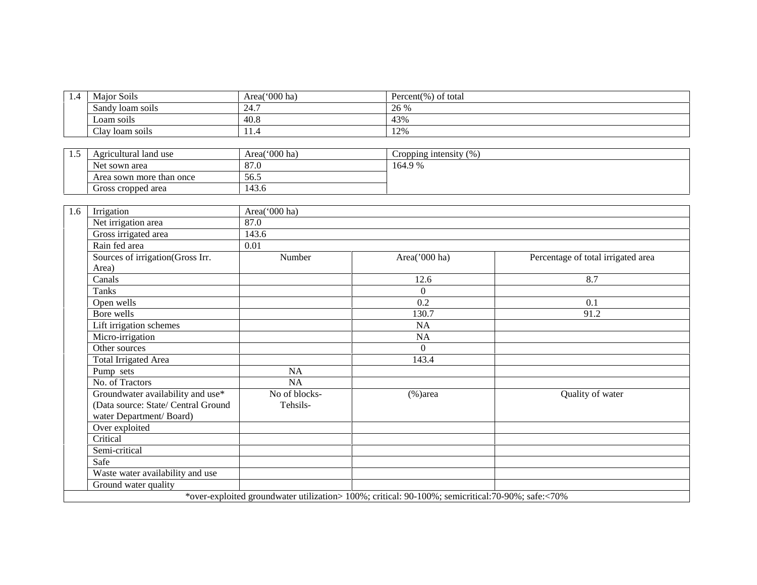| 1.4 | Major Soils | Area('000 ha) | Percent(%) of total |
|---|---|---|---|
| | Sandy loam soils | 24.7 | 26 % |
| | Loam soils | 40.8 | 43% |
| | Clay loam soils | 11.4 | 12% |

| 1.5 | Agricultural land use | Area('000 ha) | Cropping intensity (%) |
|---|---|---|---|
| | Net sown area | 87.0 | 164.9 % |
| | Area sown more than once | 56.5 | |
| | Gross cropped area | 143.6 | |

| 1.6 | Irrigation | Area('000 ha) | | |
|---|---|---|---|---|
| | Net irrigation area | 87.0 | | |
| | Gross irrigated area | 143.6 | | |
| | Rain fed area | 0.01 | | |
| | Sources of irrigation(Gross Irr. Area) | Number | Area('000 ha) | Percentage of total irrigated area |
| | Canals | | 12.6 | 8.7 |
| | Tanks | | 0 | |
| | Open wells | | 0.2 | 0.1 |
| | Bore wells | | 130.7 | 91.2 |
| | Lift irrigation schemes | | NA | |
| | Micro-irrigation | | NA | |
| | Other sources | | 0 | |
| | Total Irrigated Area | | 143.4 | |
| | Pump sets | NA | | |
| | No. of Tractors | NA | | |
| | Groundwater availability and use* (Data source: State/ Central Ground water Department/ Board) | No of blocks- Tehsils- | (%)area | Quality of water |
| | Over exploited | | | |
| | Critical | | | |
| | Semi-critical | | | |
| | Safe | | | |
| | Waste water availability and use | | | |
| | Ground water quality | | | |

*over-exploited groundwater utilization> 100%; critical: 90-100%; semicritical:70-90%; safe:<70%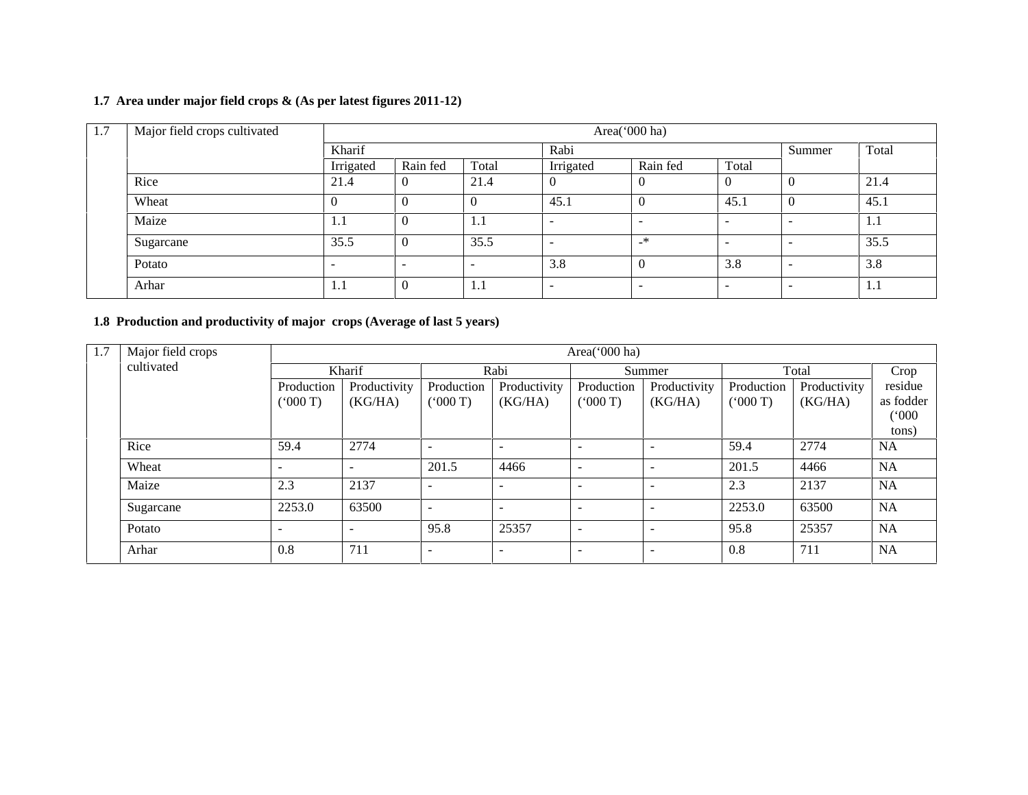**1.7 Area under major field crops & (As per latest figures 2011-12)**

| 1.7 | Major field crops cultivated | Area('000 ha) | | | | | | | |
|---|---|---|---|---|---|---|---|---|---|
| | | Kharif | | | Rabi | | | Summer | Total |
| | | Irrigated | Rain fed | Total | Irrigated | Rain fed | Total | | |
| | Rice | 21.4 | 0 | 21.4 | 0 | 0 | 0 | 0 | 21.4 |
| | Wheat | 0 | 0 | 0 | 45.1 | 0 | 45.1 | 0 | 45.1 |
| | Maize | 1.1 | 0 | 1.1 | - | - | - | - | 1.1 |
| | Sugarcane | 35.5 | 0 | 35.5 | - | -* | - | - | 35.5 |
| | Potato | - | - | - | 3.8 | 0 | 3.8 | - | 3.8 |
| | Arhar | 1.1 | 0 | 1.1 | - | - | - | - | 1.1 |

**1.8 Production and productivity of major crops (Average of last 5 years)**

| 1.7 | Major field crops cultivated | Area('000 ha) | | | | | | | | |
|---|---|---|---|---|---|---|---|---|---|---|
| | | Kharif | | Rabi | | Summer | | Total | | Crop residue as fodder ('000 tons) |
| | | Production ('000 T) | Productivity (KG/HA) | Production ('000 T) | Productivity (KG/HA) | Production ('000 T) | Productivity (KG/HA) | Production ('000 T) | Productivity (KG/HA) | |
| | Rice | 59.4 | 2774 | - | - | - | - | 59.4 | 2774 | NA |
| | Wheat | - | - | 201.5 | 4466 | - | - | 201.5 | 4466 | NA |
| | Maize | 2.3 | 2137 | - | - | - | - | 2.3 | 2137 | NA |
| | Sugarcane | 2253.0 | 63500 | - | - | - | - | 2253.0 | 63500 | NA |
| | Potato | - | - | 95.8 | 25357 | - | - | 95.8 | 25357 | NA |
| | Arhar | 0.8 | 711 | - | - | - | - | 0.8 | 711 | NA |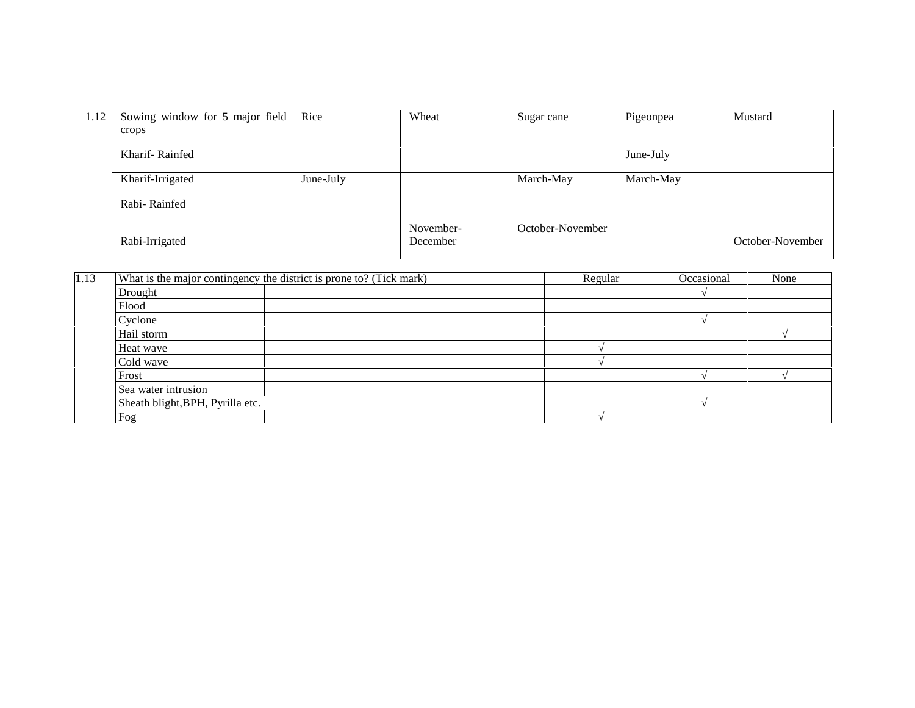| 1.12 | Sowing window for 5 major field crops | Rice | Wheat | Sugar cane | Pigeonpea | Mustard |
|---|---|---|---|---|---|---|
| | Kharif- Rainfed | | | | June-July | |
| | Kharif-Irrigated | June-July | | March-May | March-May | |
| | Rabi- Rainfed | | | | | |
| | Rabi-Irrigated | | November-December | October-November | | October-November |

| 1.13 | What is the major contingency the district is prone to? (Tick mark) | | | Regular | Occasional | None |
|---|---|---|---|---|---|---|
| | Drought | | | | √ | |
| | Flood | | | | | |
| | Cyclone | | | | √ | |
| | Hail storm | | | | | √ |
| | Heat wave | | | √ | | |
| | Cold wave | | | √ | | |
| | Frost | | | | √ | √ |
| | Sea water intrusion | | | | | |
| | Sheath blight,BPH, Pyrilla etc. | | | | √ | |
| | Fog | | | √ | | |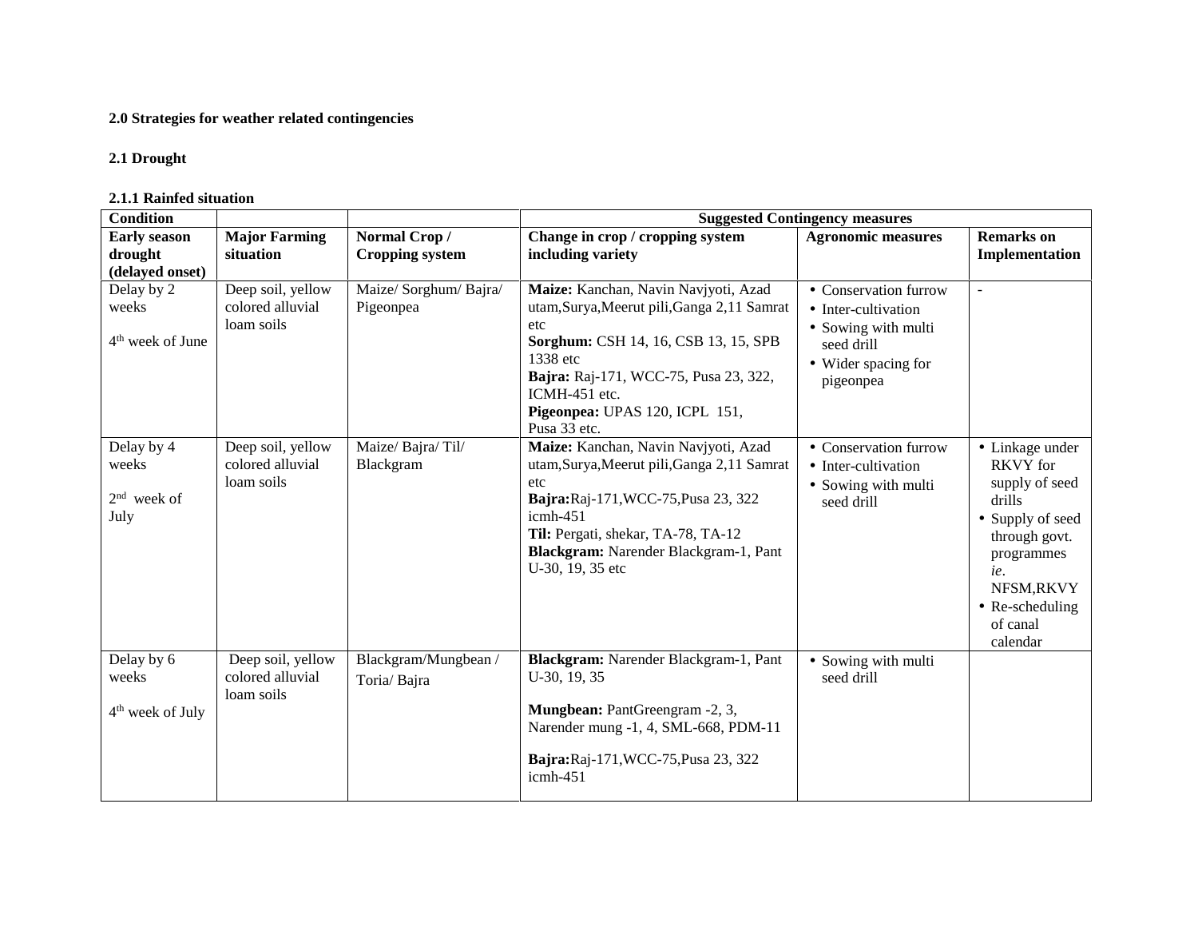**2.0 Strategies for weather related contingencies**

**2.1 Drought**

**2.1.1 Rainfed situation**

| Condition | | | Suggested Contingency measures | | |
|---|---|---|---|---|---|
| **Early season drought (delayed onset)** | **Major Farming situation** | **Normal Crop / Cropping system** | **Change in crop / cropping system including variety** | **Agronomic measures** | **Remarks on Implementation** |
| Delay by 2 weeks<br><br>4th week of June | Deep soil, yellow colored alluvial loam soils | Maize/ Sorghum/ Bajra/ Pigeonpea | **Maize:** Kanchan, Navin Navjyoti, Azad utam,Surya,Meerut pili,Ganga 2,11 Samrat etc<br>**Sorghum:** CSH 14, 16, CSB 13, 15, SPB 1338 etc<br>**Bajra:** Raj-171, WCC-75, Pusa 23, 322, ICMH-451 etc.<br>**Pigeonpea:** UPAS 120, ICPL 151, Pusa 33 etc. | • Conservation furrow<br>• Inter-cultivation<br>• Sowing with multi seed drill<br>• Wider spacing for pigeonpea | - |
| Delay by 4 weeks<br><br>2nd week of July | Deep soil, yellow colored alluvial loam soils | Maize/ Bajra/ Til/ Blackgram | **Maize:** Kanchan, Navin Navjyoti, Azad utam,Surya,Meerut pili,Ganga 2,11 Samrat etc<br>**Bajra:**Raj-171,WCC-75,Pusa 23, 322 icmh-451<br>**Til:** Pergati, shekar, TA-78, TA-12<br>**Blackgram:** Narender Blackgram-1, Pant U-30, 19, 35 etc | • Conservation furrow<br>• Inter-cultivation<br>• Sowing with multi seed drill | • Linkage under RKVY for supply of seed drills<br>• Supply of seed through govt. programmes *ie*. NFSM,RKVY<br>• Re-scheduling of canal calendar |
| Delay by 6 weeks<br><br>4th week of July | Deep soil, yellow colored alluvial loam soils | Blackgram/Mungbean / Toria/ Bajra | **Blackgram:** Narender Blackgram-1, Pant U-30, 19, 35<br><br>**Mungbean:** PantGreengram -2, 3, Narender mung -1, 4, SML-668, PDM-11<br><br>**Bajra:**Raj-171,WCC-75,Pusa 23, 322 icmh-451 | • Sowing with multi seed drill | |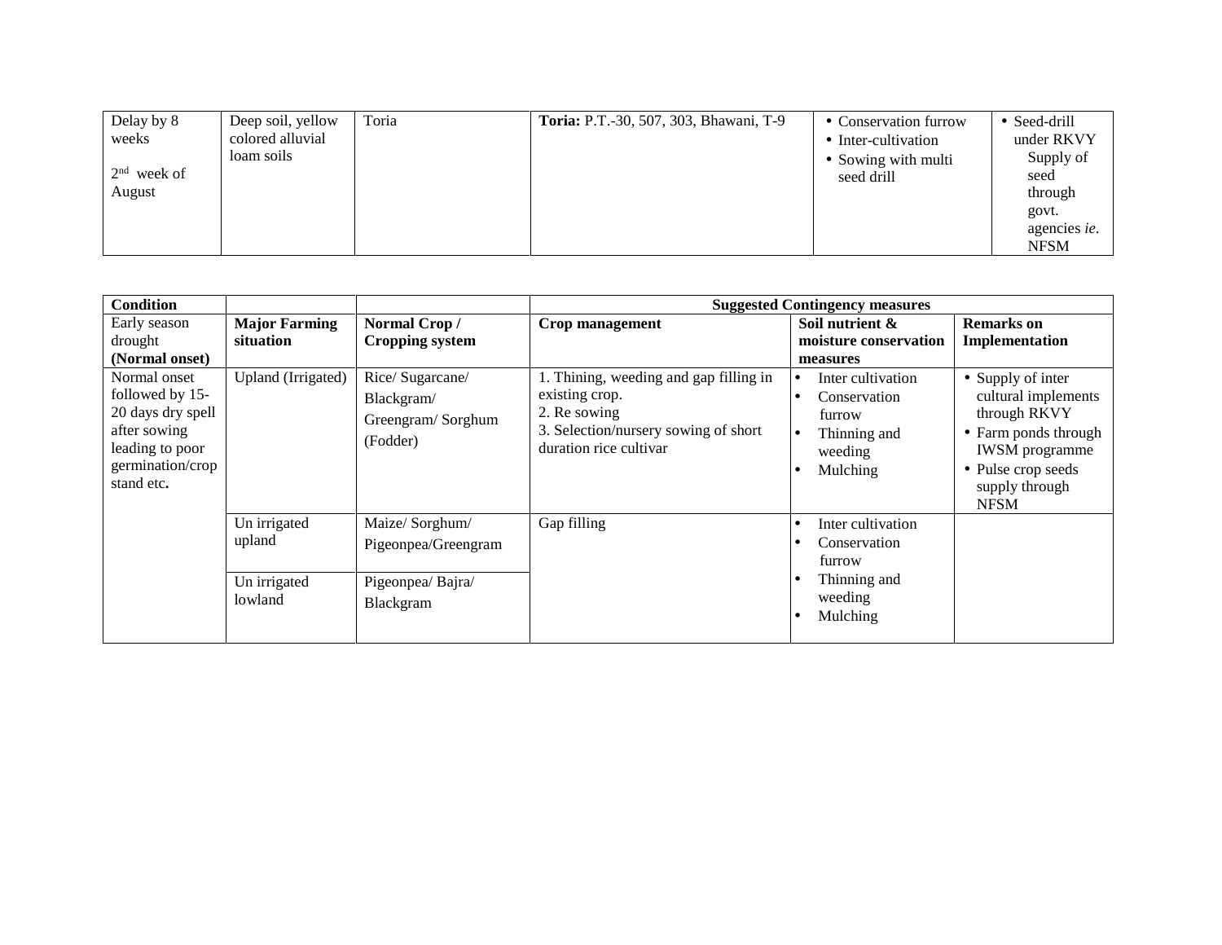| Delay by 8 weeks<br><br>2nd week of August | Deep soil, yellow colored alluvial loam soils | Toria | **Toria:** P.T.-30, 507, 303, Bhawani, T-9 | • Conservation furrow<br>• Inter-cultivation<br>• Sowing with multi seed drill | • Seed-drill under RKVY Supply of seed through govt. agencies *ie.* NFSM |
|---|---|---|---|---|---|

| **Condition** | | | **Suggested Contingency measures** | | |
|---|---|---|---|---|---|
| Early season drought **(Normal onset)** | **Major Farming situation** | **Normal Crop / Cropping system** | **Crop management** | **Soil nutrient & moisture conservation measures** | **Remarks on Implementation** |
| Normal onset followed by 15-20 days dry spell after sowing leading to poor germination/crop stand etc**.** | Upland (Irrigated) | Rice/ Sugarcane/ Blackgram/ Greengram/ Sorghum (Fodder) | 1. Thining, weeding and gap filling in existing crop.<br>2. Re sowing<br>3. Selection/nursery sowing of short duration rice cultivar | • Inter cultivation<br>• Conservation furrow<br>• Thinning and weeding<br>• Mulching | • Supply of inter cultural implements through RKVY<br>• Farm ponds through IWSM programme<br>• Pulse crop seeds supply through NFSM |
| | Un irrigated upland | Maize/ Sorghum/ Pigeonpea/Greengram | Gap filling | • Inter cultivation<br>• Conservation furrow<br>• Thinning and weeding<br>• Mulching | |
| | Un irrigated lowland | Pigeonpea/ Bajra/ Blackgram | | | |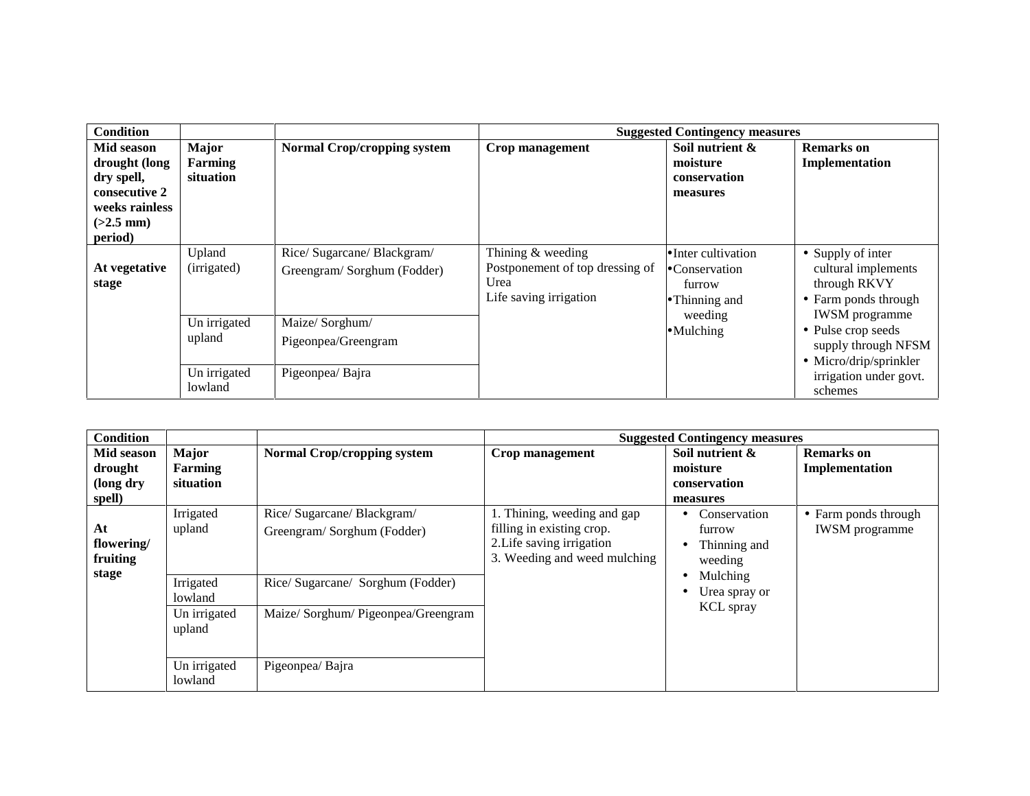| Condition | | | Suggested Contingency measures | | |
|---|---|---|---|---|---|
| **Mid season drought (long dry spell, consecutive 2 weeks rainless (>2.5 mm) period)** | **Major Farming situation** | **Normal Crop/cropping system** | **Crop management** | **Soil nutrient & moisture conservation measures** | **Remarks on Implementation** |
| **At vegetative stage** | Upland (irrigated) | Rice/ Sugarcane/ Blackgram/ Greengram/ Sorghum (Fodder) | Thining & weeding<br>Postponement of top dressing of Urea<br>Life saving irrigation | • Inter cultivation<br>• Conservation furrow<br>• Thinning and weeding<br>• Mulching | • Supply of inter cultural implements through RKVY<br>• Farm ponds through IWSM programme<br>• Pulse crop seeds supply through NFSM<br>• Micro/drip/sprinkler irrigation under govt. schemes |
| | Un irrigated upland | Maize/ Sorghum/ Pigeonpea/Greengram | | | |
| | Un irrigated lowland | Pigeonpea/ Bajra | | | |

| Condition | | | Suggested Contingency measures | | |
|---|---|---|---|---|---|
| **Mid season drought (long dry spell)** | **Major Farming situation** | **Normal Crop/cropping system** | **Crop management** | **Soil nutrient & moisture conservation measures** | **Remarks on Implementation** |
| **At flowering/ fruiting stage** | Irrigated upland | Rice/ Sugarcane/ Blackgram/ Greengram/ Sorghum (Fodder) | 1. Thining, weeding and gap filling in existing crop.<br>2.Life saving irrigation<br>3. Weeding and weed mulching | • Conservation furrow<br>• Thinning and weeding<br>• Mulching<br>• Urea spray or KCL spray | • Farm ponds through IWSM programme |
| | Irrigated lowland | Rice/ Sugarcane/ Sorghum (Fodder) | | | |
| | Un irrigated upland | Maize/ Sorghum/ Pigeonpea/Greengram | | | |
| | Un irrigated lowland | Pigeonpea/ Bajra | | | |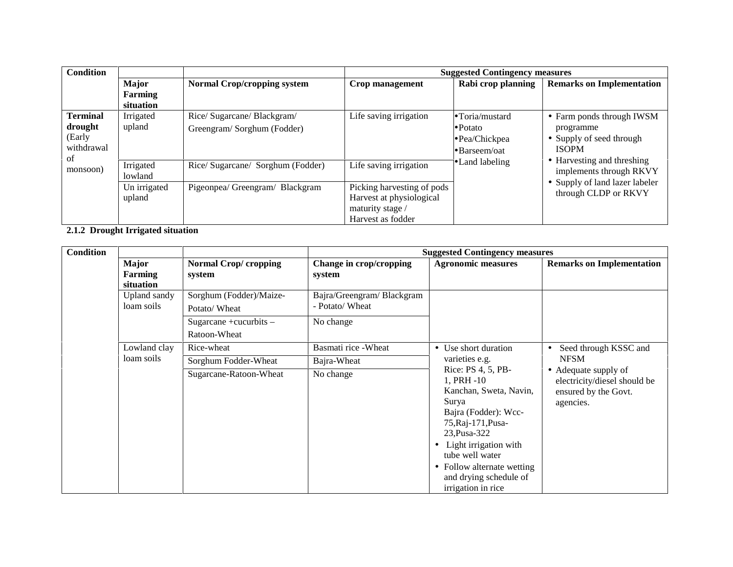| Condition | | | Suggested Contingency measures | | |
|---|---|---|---|---|---|
| | **Major Farming situation** | **Normal Crop/cropping system** | **Crop management** | **Rabi crop planning** | **Remarks on Implementation** |
| **Terminal drought** (Early withdrawal of monsoon) | Irrigated upland | Rice/ Sugarcane/ Blackgram/ Greengram/ Sorghum (Fodder) | Life saving irrigation | • Toria/mustard<br>• Potato<br>• Pea/Chickpea<br>• Barseem/oat<br>• Land labeling | • Farm ponds through IWSM programme<br>• Supply of seed through ISOPM<br>• Harvesting and threshing implements through RKVY<br>• Supply of land lazer labeler through CLDP or RKVY |
| | Irrigated lowland | Rice/ Sugarcane/ Sorghum (Fodder) | Life saving irrigation | | |
| | Un irrigated upland | Pigeonpea/ Greengram/ Blackgram | Picking harvesting of pods Harvest at physiological maturity stage / Harvest as fodder | | |

### 2.1.2 Drought Irrigated situation

| Condition | | | Suggested Contingency measures | | |
|---|---|---|---|---|---|
| | **Major Farming situation** | **Normal Crop/ cropping system** | **Change in crop/cropping system** | **Agronomic measures** | **Remarks on Implementation** |
| | Upland sandy loam soils | Sorghum (Fodder)/Maize-Potato/ Wheat | Bajra/Greengram/ Blackgram - Potato/ Wheat | | |
| | | Sugarcane +cucurbits – Ratoon-Wheat | No change | | |
| | Lowland clay loam soils | Rice-wheat | Basmati rice -Wheat | • Use short duration varieties e.g. Rice: PS 4, 5, PB-1, PRH -10 Kanchan, Sweta, Navin, Surya Bajra (Fodder): Wcc-75,Raj-171,Pusa-23,Pusa-322<br>• Light irrigation with tube well water<br>• Follow alternate wetting and drying schedule of irrigation in rice | • Seed through KSSC and NFSM<br>• Adequate supply of electricity/diesel should be ensured by the Govt. agencies. |
| | | Sorghum Fodder-Wheat | Bajra-Wheat | | |
| | | Sugarcane-Ratoon-Wheat | No change | | |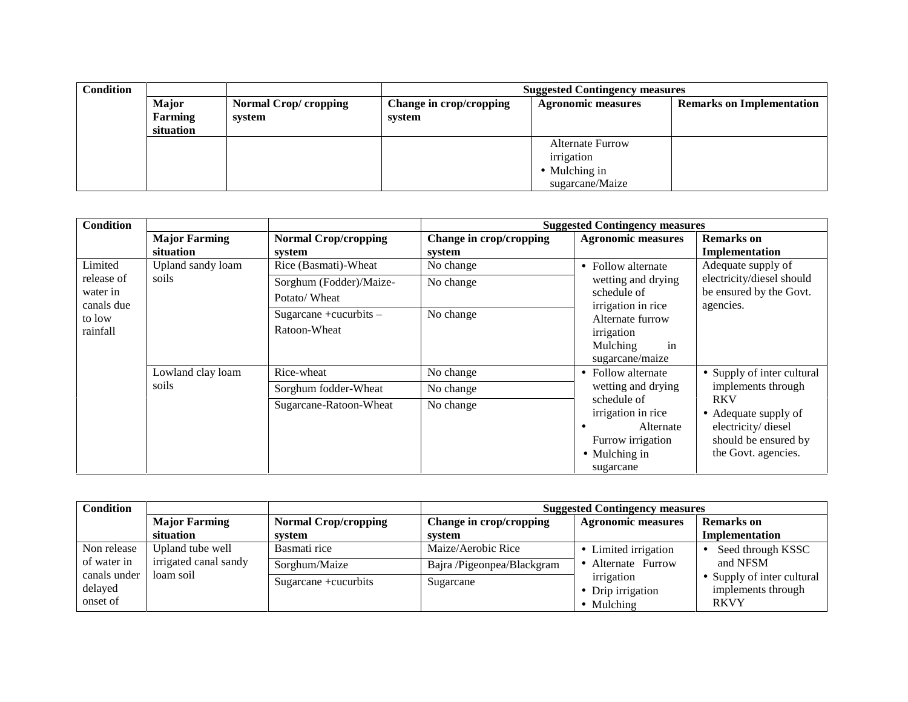| Condition | | | Suggested Contingency measures | | |
|---|---|---|---|---|---|
| | Major Farming situation | Normal Crop/ cropping system | Change in crop/cropping system | Agronomic measures | Remarks on Implementation |
| | | | | Alternate Furrow irrigation<br>• Mulching in sugarcane/Maize | |

| Condition | | | Suggested Contingency measures | | |
|---|---|---|---|---|---|
| | Major Farming situation | Normal Crop/cropping system | Change in crop/cropping system | Agronomic measures | Remarks on Implementation |
| Limited release of water in canals due to low rainfall | Upland sandy loam soils | Rice (Basmati)-Wheat | No change | • Follow alternate wetting and drying schedule of irrigation in rice<br>Alternate furrow irrigation<br>Mulching in sugarcane/maize | Adequate supply of electricity/diesel should be ensured by the Govt. agencies. |
| | | Sorghum (Fodder)/Maize-Potato/ Wheat | No change | | |
| | | Sugarcane +cucurbits – Ratoon-Wheat | No change | | |
| | Lowland clay loam soils | Rice-wheat | No change | • Follow alternate wetting and drying schedule of irrigation in rice<br>• Alternate Furrow irrigation<br>• Mulching in sugarcane | • Supply of inter cultural implements through RKV<br>• Adequate supply of electricity/ diesel should be ensured by the Govt. agencies. |
| | | Sorghum fodder-Wheat | No change | | |
| | | Sugarcane-Ratoon-Wheat | No change | | |

| Condition | | | Suggested Contingency measures | | |
|---|---|---|---|---|---|
| | Major Farming situation | Normal Crop/cropping system | Change in crop/cropping system | Agronomic measures | Remarks on Implementation |
| Non release of water in canals under delayed onset of | Upland tube well irrigated canal sandy loam soil | Basmati rice | Maize/Aerobic Rice | • Limited irrigation<br>• Alternate Furrow irrigation<br>• Drip irrigation<br>• Mulching | • Seed through KSSC and NFSM<br>• Supply of inter cultural implements through RKVY |
| | | Sorghum/Maize | Bajra /Pigeonpea/Blackgram | | |
| | | Sugarcane +cucurbits | Sugarcane | | |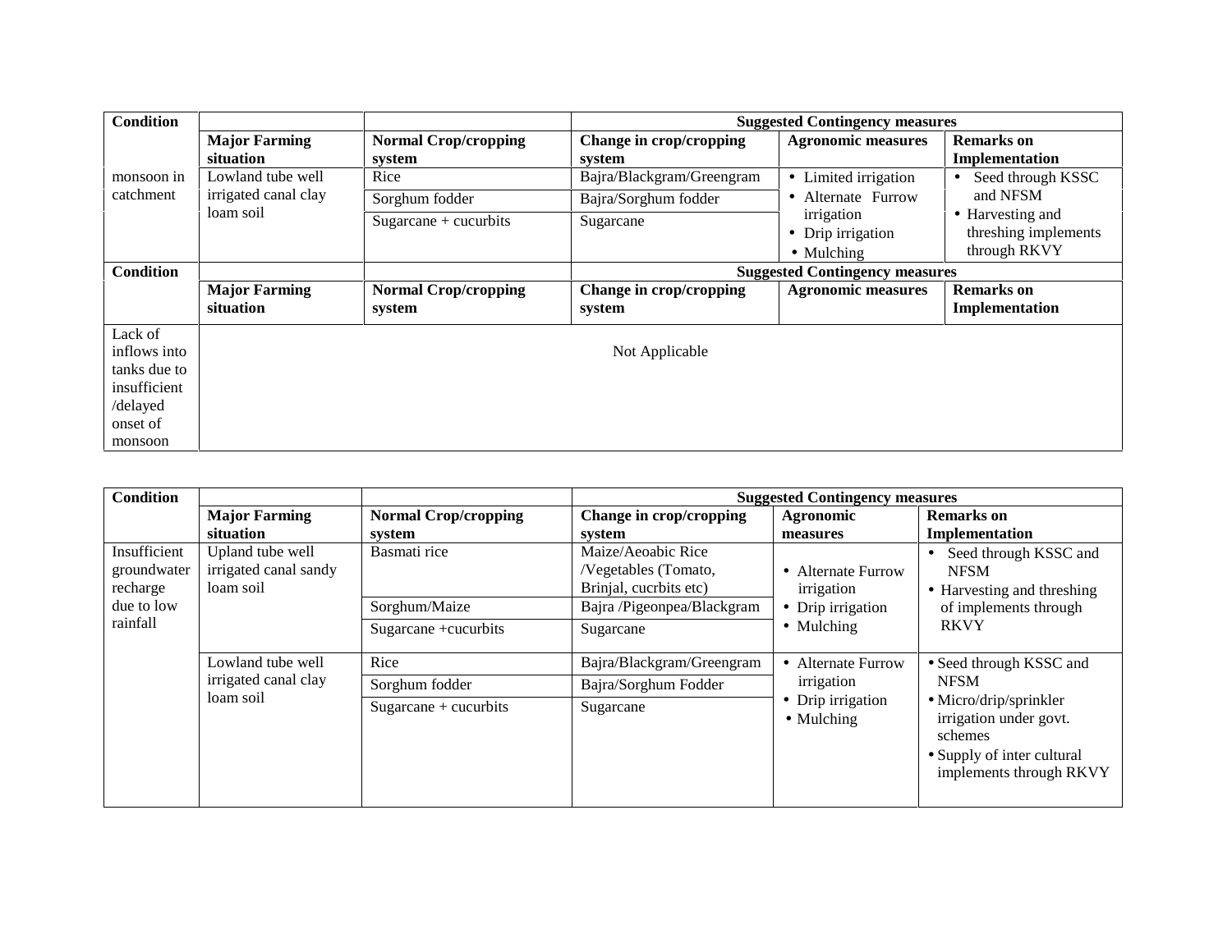| Condition | | | Suggested Contingency measures | | |
|---|---|---|---|---|---|
| | Major Farming situation | Normal Crop/cropping system | Change in crop/cropping system | Agronomic measures | Remarks on Implementation |
| monsoon in catchment | Lowland tube well irrigated canal clay loam soil | Rice | Bajra/Blackgram/Greengram | • Limited irrigation<br>• Alternate Furrow irrigation<br>• Drip irrigation<br>• Mulching | • Seed through KSSC and NFSM<br>• Harvesting and threshing implements through RKVY |
| | | Sorghum fodder | Bajra/Sorghum fodder | | |
| | | Sugarcane + cucurbits | Sugarcane | | |

| Condition | | | Suggested Contingency measures | | |
|---|---|---|---|---|---|
| | Major Farming situation | Normal Crop/cropping system | Change in crop/cropping system | Agronomic measures | Remarks on Implementation |
| Lack of inflows into tanks due to insufficient /delayed onset of monsoon | Not Applicable | | | | |

| Condition | | | Suggested Contingency measures | | |
|---|---|---|---|---|---|
| | Major Farming situation | Normal Crop/cropping system | Change in crop/cropping system | Agronomic measures | Remarks on Implementation |
| Insufficient groundwater recharge due to low rainfall | Upland tube well irrigated canal sandy loam soil | Basmati rice | Maize/Aeoabic Rice /Vegetables (Tomato, Brinjal, cucrbits etc) | • Alternate Furrow irrigation<br>• Drip irrigation<br>• Mulching | • Seed through KSSC and NFSM<br>• Harvesting and threshing of implements through RKVY |
| | | Sorghum/Maize | Bajra /Pigeonpea/Blackgram | | |
| | | Sugarcane +cucurbits | Sugarcane | | |
| | Lowland tube well irrigated canal clay loam soil | Rice | Bajra/Blackgram/Greengram | • Alternate Furrow irrigation<br>• Drip irrigation<br>• Mulching | • Seed through KSSC and NFSM<br>• Micro/drip/sprinkler irrigation under govt. schemes<br>• Supply of inter cultural implements through RKVY |
| | | Sorghum fodder | Bajra/Sorghum Fodder | | |
| | | Sugarcane + cucurbits | Sugarcane | | |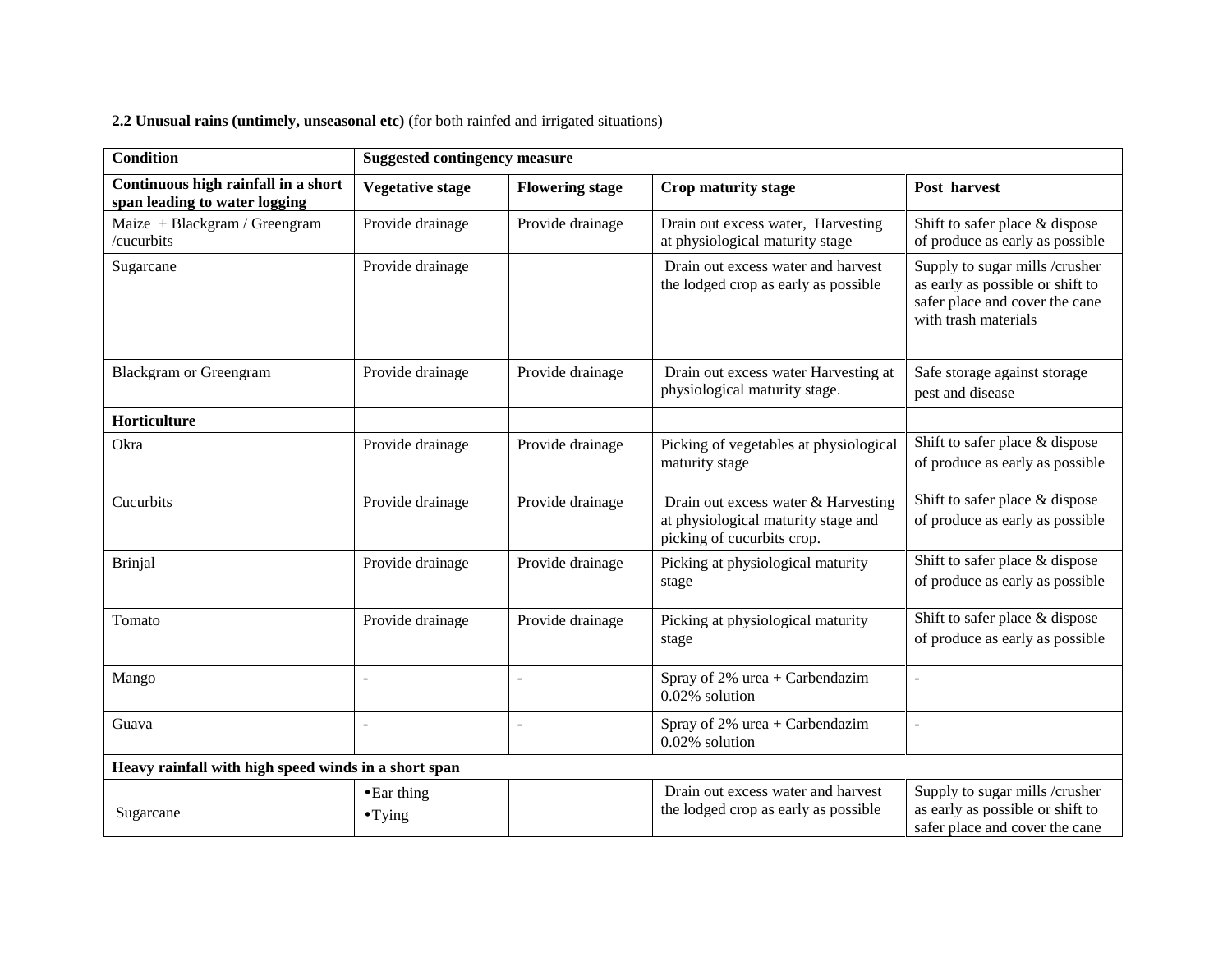**2.2 Unusual rains (untimely, unseasonal etc)** (for both rainfed and irrigated situations)

| **Condition** | **Suggested contingency measure** | | | |
|---|---|---|---|---|
| **Continuous high rainfall in a short span leading to water logging** | **Vegetative stage** | **Flowering stage** | **Crop maturity stage** | **Post harvest** |
| Maize + Blackgram / Greengram /cucurbits | Provide drainage | Provide drainage | Drain out excess water, Harvesting at physiological maturity stage | Shift to safer place & dispose of produce as early as possible |
| Sugarcane | Provide drainage | | Drain out excess water and harvest the lodged crop as early as possible | Supply to sugar mills /crusher as early as possible or shift to safer place and cover the cane with trash materials |
| Blackgram or Greengram | Provide drainage | Provide drainage | Drain out excess water Harvesting at physiological maturity stage. | Safe storage against storage pest and disease |
| **Horticulture** | | | | |
| Okra | Provide drainage | Provide drainage | Picking of vegetables at physiological maturity stage | Shift to safer place & dispose of produce as early as possible |
| Cucurbits | Provide drainage | Provide drainage | Drain out excess water & Harvesting at physiological maturity stage and picking of cucurbits crop. | Shift to safer place & dispose of produce as early as possible |
| Brinjal | Provide drainage | Provide drainage | Picking at physiological maturity stage | Shift to safer place & dispose of produce as early as possible |
| Tomato | Provide drainage | Provide drainage | Picking at physiological maturity stage | Shift to safer place & dispose of produce as early as possible |
| Mango | - | - | Spray of 2% urea + Carbendazim 0.02% solution | - |
| Guava | - | - | Spray of 2% urea + Carbendazim 0.02% solution | - |
| **Heavy rainfall with high speed winds in a short span** | | | | |
| Sugarcane | • Ear thing<br>• Tying | | Drain out excess water and harvest the lodged crop as early as possible | Supply to sugar mills /crusher as early as possible or shift to safer place and cover the cane |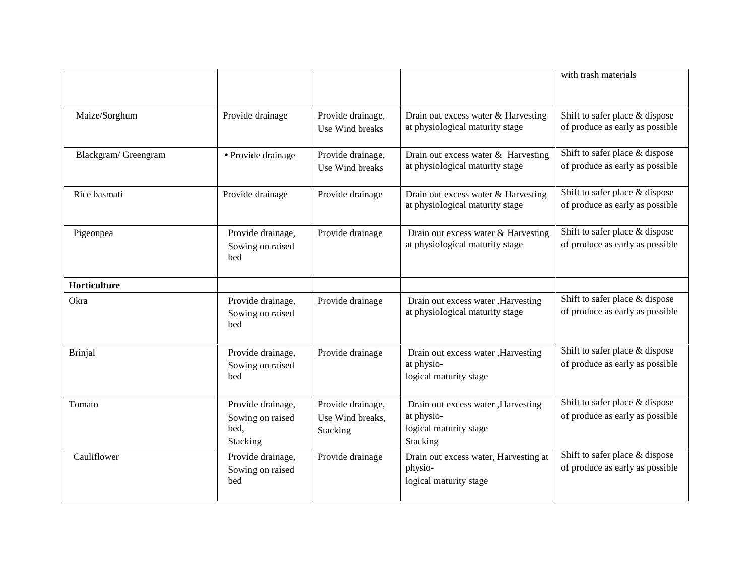| | | | | |
|---|---|---|---|---|
| | | | | with trash materials |
| Maize/Sorghum | Provide drainage | Provide drainage, Use Wind breaks | Drain out excess water & Harvesting at physiological maturity stage | Shift to safer place & dispose of produce as early as possible |
| Blackgram/ Greengram | • Provide drainage | Provide drainage, Use Wind breaks | Drain out excess water & Harvesting at physiological maturity stage | Shift to safer place & dispose of produce as early as possible |
| Rice basmati | Provide drainage | Provide drainage | Drain out excess water & Harvesting at physiological maturity stage | Shift to safer place & dispose of produce as early as possible |
| Pigeonpea | Provide drainage, Sowing on raised bed | Provide drainage | Drain out excess water & Harvesting at physiological maturity stage | Shift to safer place & dispose of produce as early as possible |
| **Horticulture** | | | | |
| Okra | Provide drainage, Sowing on raised bed | Provide drainage | Drain out excess water ,Harvesting at physiological maturity stage | Shift to safer place & dispose of produce as early as possible |
| Brinjal | Provide drainage, Sowing on raised bed | Provide drainage | Drain out excess water ,Harvesting at physio- logical maturity stage | Shift to safer place & dispose of produce as early as possible |
| Tomato | Provide drainage, Sowing on raised bed, Stacking | Provide drainage, Use Wind breaks, Stacking | Drain out excess water ,Harvesting at physio- logical maturity stage Stacking | Shift to safer place & dispose of produce as early as possible |
| Cauliflower | Provide drainage, Sowing on raised bed | Provide drainage | Drain out excess water, Harvesting at physio- logical maturity stage | Shift to safer place & dispose of produce as early as possible |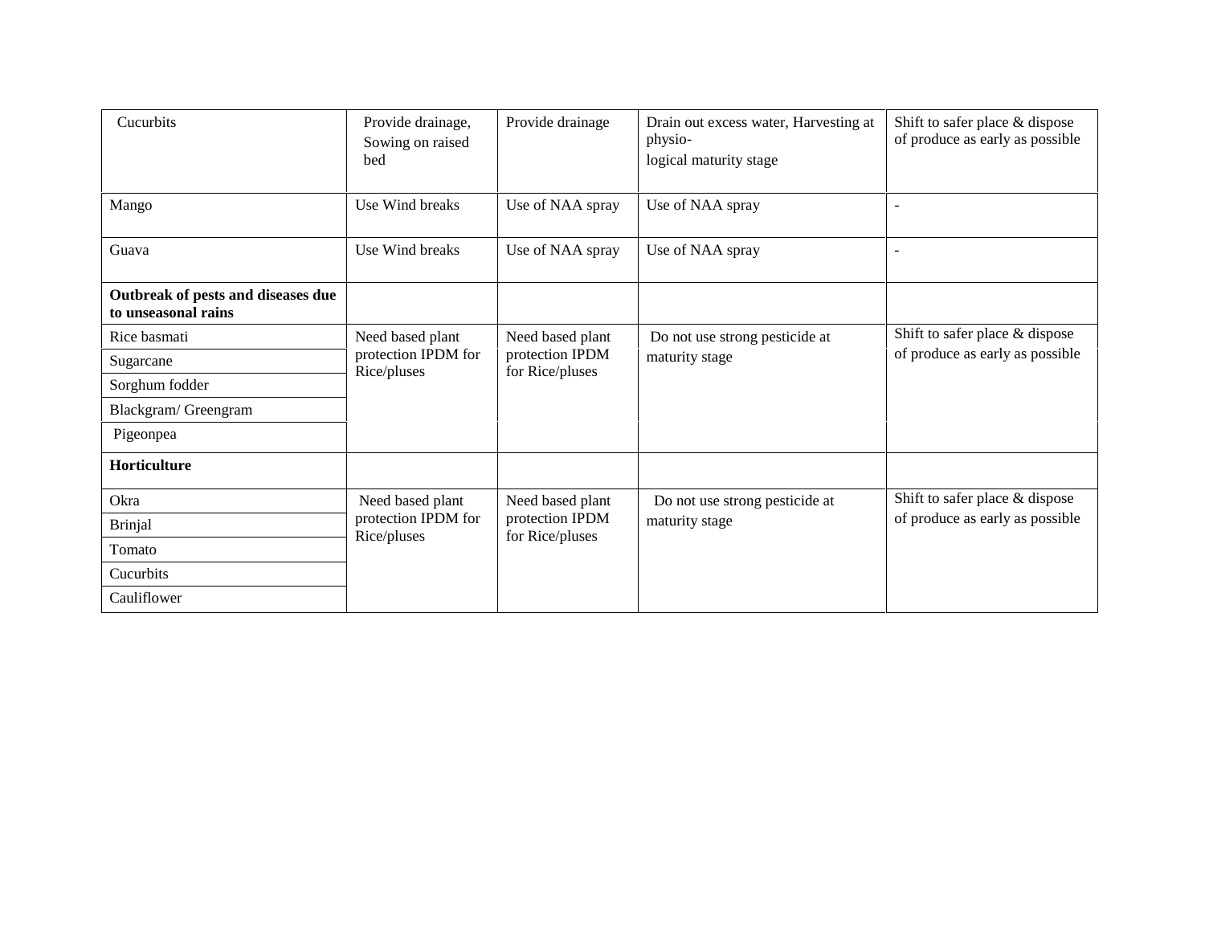| Cucurbits | Provide drainage, Sowing on raised bed | Provide drainage | Drain out excess water, Harvesting at physio-logical maturity stage | Shift to safer place & dispose of produce as early as possible |
|---|---|---|---|---|
| Mango | Use Wind breaks | Use of NAA spray | Use of NAA spray | - |
| Guava | Use Wind breaks | Use of NAA spray | Use of NAA spray | - |
| **Outbreak of pests and diseases due to unseasonal rains** | | | | |
| Rice basmati | Need based plant protection IPDM for Rice/pluses | Need based plant protection IPDM for Rice/pluses | Do not use strong pesticide at maturity stage | Shift to safer place & dispose of produce as early as possible |
| Sugarcane | | | | |
| Sorghum fodder | | | | |
| Blackgram/ Greengram | | | | |
| Pigeonpea | | | | |
| **Horticulture** | | | | |
| Okra | Need based plant protection IPDM for Rice/pluses | Need based plant protection IPDM for Rice/pluses | Do not use strong pesticide at maturity stage | Shift to safer place & dispose of produce as early as possible |
| Brinjal | | | | |
| Tomato | | | | |
| Cucurbits | | | | |
| Cauliflower | | | | |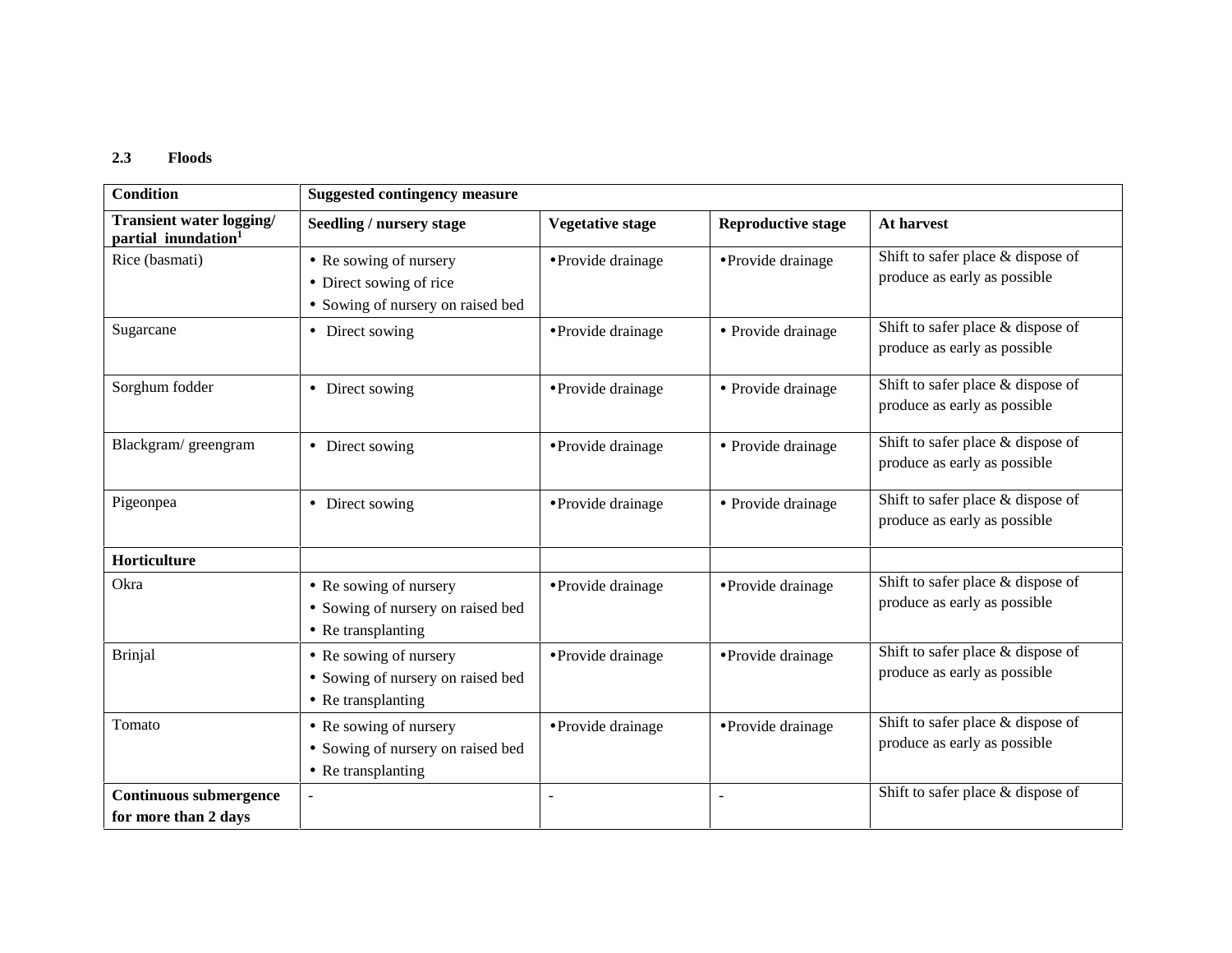### 2.3 Floods

| Condition | Suggested contingency measure | | | |
|---|---|---|---|---|
| **Transient water logging/ partial inundation[1]** | **Seedling / nursery stage** | **Vegetative stage** | **Reproductive stage** | **At harvest** |
| Rice (basmati) | • Re sowing of nursery<br>• Direct sowing of rice<br>• Sowing of nursery on raised bed | • Provide drainage | • Provide drainage | Shift to safer place & dispose of produce as early as possible |
| Sugarcane | • Direct sowing | • Provide drainage | • Provide drainage | Shift to safer place & dispose of produce as early as possible |
| Sorghum fodder | • Direct sowing | • Provide drainage | • Provide drainage | Shift to safer place & dispose of produce as early as possible |
| Blackgram/ greengram | • Direct sowing | • Provide drainage | • Provide drainage | Shift to safer place & dispose of produce as early as possible |
| Pigeonpea | • Direct sowing | • Provide drainage | • Provide drainage | Shift to safer place & dispose of produce as early as possible |
| **Horticulture** | | | | |
| Okra | • Re sowing of nursery<br>• Sowing of nursery on raised bed<br>• Re transplanting | • Provide drainage | • Provide drainage | Shift to safer place & dispose of produce as early as possible |
| Brinjal | • Re sowing of nursery<br>• Sowing of nursery on raised bed<br>• Re transplanting | • Provide drainage | • Provide drainage | Shift to safer place & dispose of produce as early as possible |
| Tomato | • Re sowing of nursery<br>• Sowing of nursery on raised bed<br>• Re transplanting | • Provide drainage | • Provide drainage | Shift to safer place & dispose of produce as early as possible |
| **Continuous submergence for more than 2 days** | - | - | - | Shift to safer place & dispose of |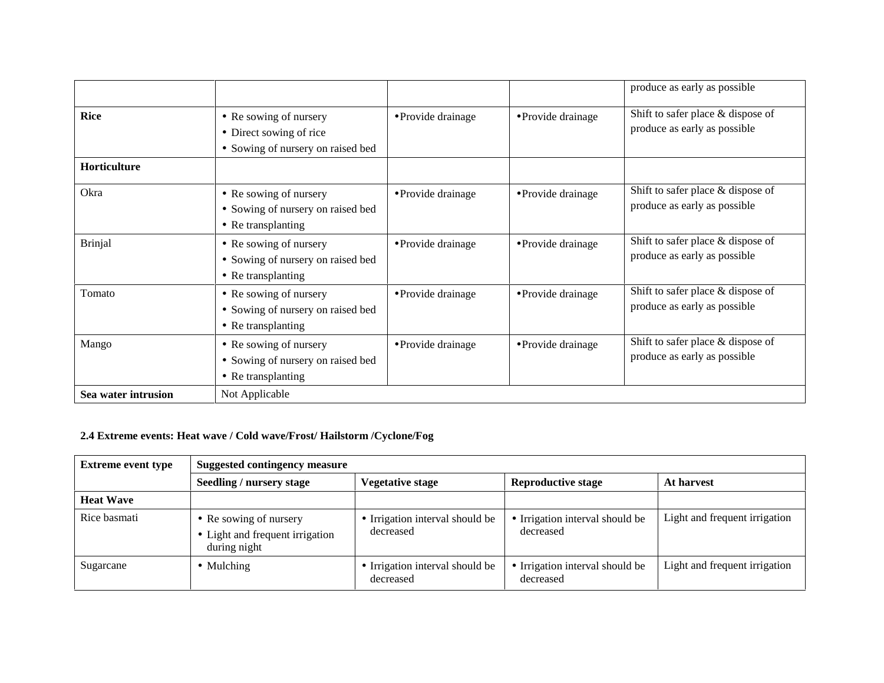|  |  |  |  | produce as early as possible |
|---|---|---|---|---|
| **Rice** | • Re sowing of nursery<br>• Direct sowing of rice<br>• Sowing of nursery on raised bed | • Provide drainage | • Provide drainage | Shift to safer place & dispose of produce as early as possible |
| **Horticulture** |  |  |  |  |
| Okra | • Re sowing of nursery<br>• Sowing of nursery on raised bed<br>• Re transplanting | • Provide drainage | • Provide drainage | Shift to safer place & dispose of produce as early as possible |
| Brinjal | • Re sowing of nursery<br>• Sowing of nursery on raised bed<br>• Re transplanting | • Provide drainage | • Provide drainage | Shift to safer place & dispose of produce as early as possible |
| Tomato | • Re sowing of nursery<br>• Sowing of nursery on raised bed<br>• Re transplanting | • Provide drainage | • Provide drainage | Shift to safer place & dispose of produce as early as possible |
| Mango | • Re sowing of nursery<br>• Sowing of nursery on raised bed<br>• Re transplanting | • Provide drainage | • Provide drainage | Shift to safer place & dispose of produce as early as possible |
| **Sea water intrusion** | Not Applicable |  |  |  |

**2.4 Extreme events: Heat wave / Cold wave/Frost/ Hailstorm /Cyclone/Fog**

| **Extreme event type** | **Suggested contingency measure** |  |  |  |
|---|---|---|---|---|
|  | **Seedling / nursery stage** | **Vegetative stage** | **Reproductive stage** | **At harvest** |
| **Heat Wave** |  |  |  |  |
| Rice basmati | • Re sowing of nursery<br>• Light and frequent irrigation during night | • Irrigation interval should be decreased | • Irrigation interval should be decreased | Light and frequent irrigation |
| Sugarcane | • Mulching | • Irrigation interval should be decreased | • Irrigation interval should be decreased | Light and frequent irrigation |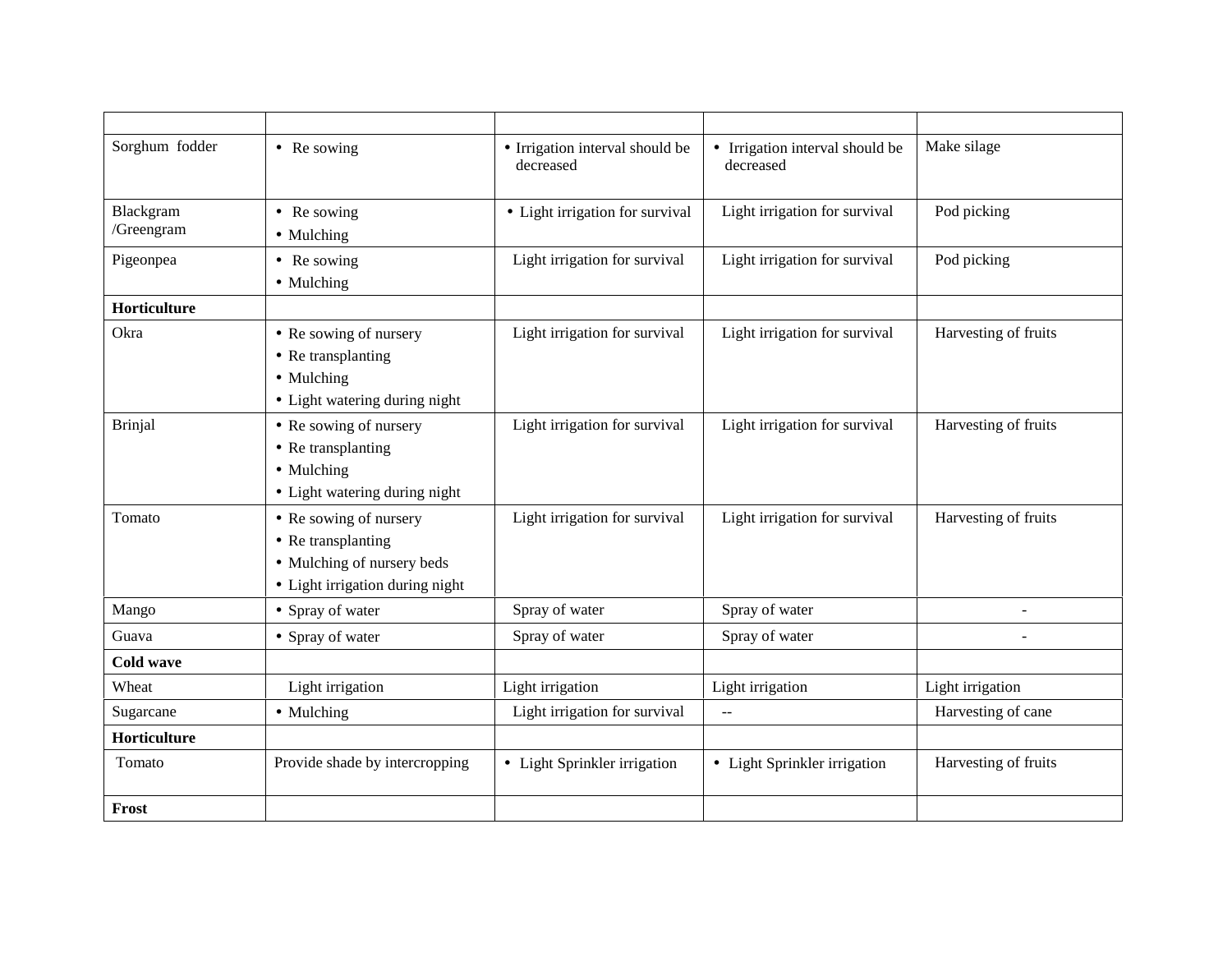| | | | | |
|---|---|---|---|---|
| Sorghum fodder | • Re sowing | • Irrigation interval should be decreased | • Irrigation interval should be decreased | Make silage |
| Blackgram /Greengram | • Re sowing<br>• Mulching | • Light irrigation for survival | Light irrigation for survival | Pod picking |
| Pigeonpea | • Re sowing<br>• Mulching | Light irrigation for survival | Light irrigation for survival | Pod picking |
| **Horticulture** | | | | |
| Okra | • Re sowing of nursery<br>• Re transplanting<br>• Mulching<br>• Light watering during night | Light irrigation for survival | Light irrigation for survival | Harvesting of fruits |
| Brinjal | • Re sowing of nursery<br>• Re transplanting<br>• Mulching<br>• Light watering during night | Light irrigation for survival | Light irrigation for survival | Harvesting of fruits |
| Tomato | • Re sowing of nursery<br>• Re transplanting<br>• Mulching of nursery beds<br>• Light irrigation during night | Light irrigation for survival | Light irrigation for survival | Harvesting of fruits |
| Mango | • Spray of water | Spray of water | Spray of water | - |
| Guava | • Spray of water | Spray of water | Spray of water | - |
| **Cold wave** | | | | |
| Wheat | Light irrigation | Light irrigation | Light irrigation | Light irrigation |
| Sugarcane | • Mulching | Light irrigation for survival | -- | Harvesting of cane |
| **Horticulture** | | | | |
| Tomato | Provide shade by intercropping | • Light Sprinkler irrigation | • Light Sprinkler irrigation | Harvesting of fruits |
| **Frost** | | | | |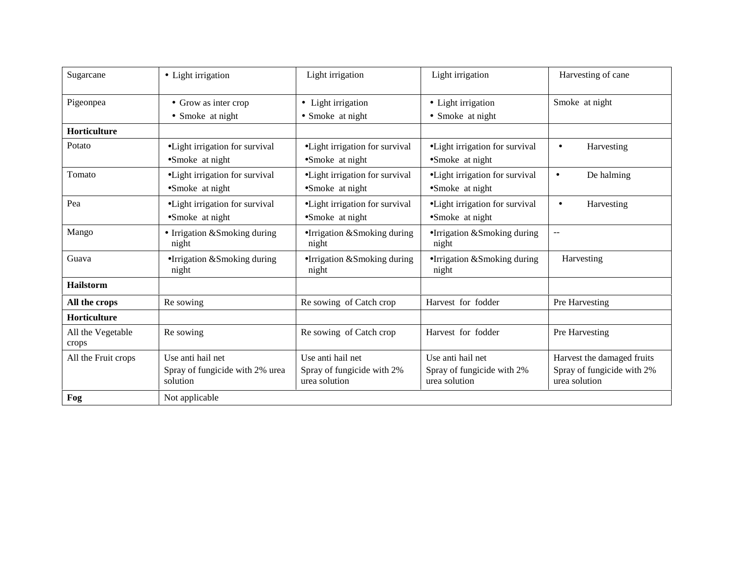| Sugarcane | • Light irrigation | Light irrigation | Light irrigation | Harvesting of cane |
|---|---|---|---|---|
| Pigeonpea | • Grow as inter crop<br>• Smoke at night | • Light irrigation<br>• Smoke at night | • Light irrigation<br>• Smoke at night | Smoke at night |
| **Horticulture** | | | | |
| Potato | •Light irrigation for survival<br>•Smoke at night | •Light irrigation for survival<br>•Smoke at night | •Light irrigation for survival<br>•Smoke at night | • Harvesting |
| Tomato | •Light irrigation for survival<br>•Smoke at night | •Light irrigation for survival<br>•Smoke at night | •Light irrigation for survival<br>•Smoke at night | • De halming |
| Pea | •Light irrigation for survival<br>•Smoke at night | •Light irrigation for survival<br>•Smoke at night | •Light irrigation for survival<br>•Smoke at night | • Harvesting |
| Mango | • Irrigation &Smoking during night | •Irrigation &Smoking during night | •Irrigation &Smoking during night | -- |
| Guava | •Irrigation &Smoking during night | •Irrigation &Smoking during night | •Irrigation &Smoking during night | Harvesting |
| **Hailstorm** | | | | |
| **All the crops** | Re sowing | Re sowing of Catch crop | Harvest for fodder | Pre Harvesting |
| **Horticulture** | | | | |
| All the Vegetable crops | Re sowing | Re sowing of Catch crop | Harvest for fodder | Pre Harvesting |
| All the Fruit crops | Use anti hail net<br>Spray of fungicide with 2% urea solution | Use anti hail net<br>Spray of fungicide with 2% urea solution | Use anti hail net<br>Spray of fungicide with 2% urea solution | Harvest the damaged fruits<br>Spray of fungicide with 2% urea solution |
| **Fog** | Not applicable | | | |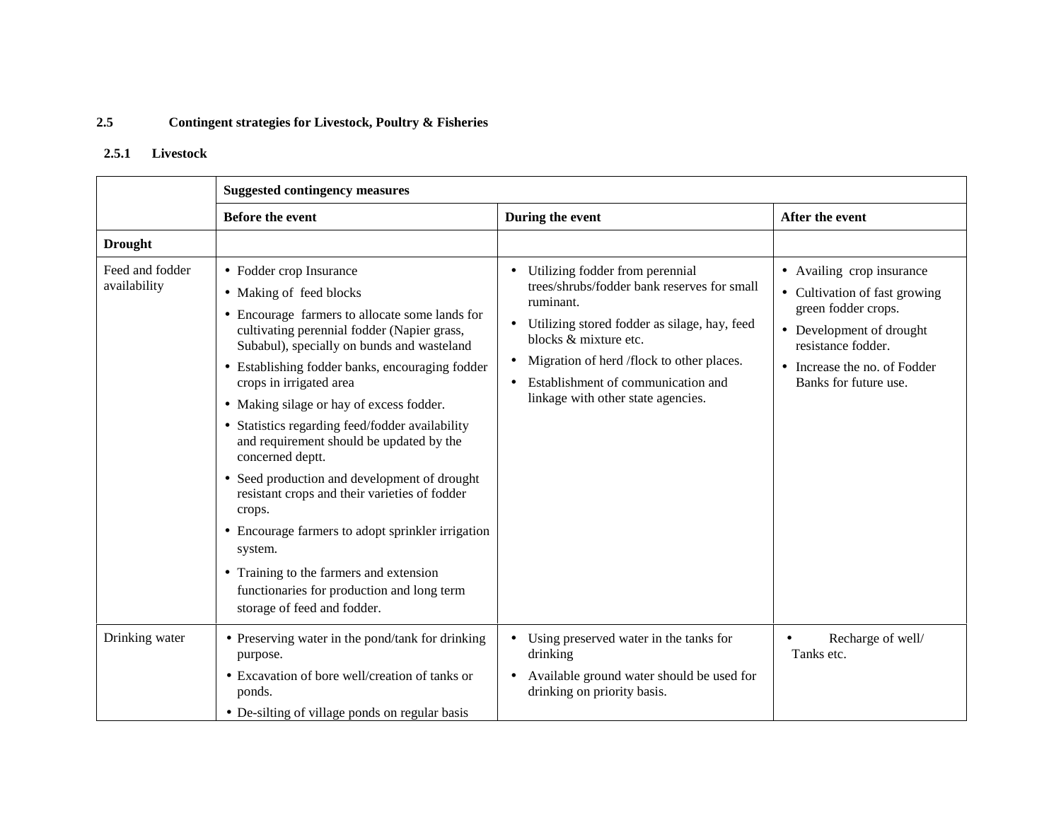## 2.5 Contingent strategies for Livestock, Poultry & Fisheries

### 2.5.1 Livestock

| | Suggested contingency measures | | |
|---|---|---|---|
| | **Before the event** | **During the event** | **After the event** |
| **Drought** | | | |
| Feed and fodder availability | • Fodder crop Insurance<br>• Making of feed blocks<br>• Encourage farmers to allocate some lands for cultivating perennial fodder (Napier grass, Subabul), specially on bunds and wasteland<br>• Establishing fodder banks, encouraging fodder crops in irrigated area<br>• Making silage or hay of excess fodder.<br>• Statistics regarding feed/fodder availability and requirement should be updated by the concerned deptt.<br>• Seed production and development of drought resistant crops and their varieties of fodder crops.<br>• Encourage farmers to adopt sprinkler irrigation system.<br>• Training to the farmers and extension functionaries for production and long term storage of feed and fodder. | • Utilizing fodder from perennial trees/shrubs/fodder bank reserves for small ruminant.<br>• Utilizing stored fodder as silage, hay, feed blocks & mixture etc.<br>• Migration of herd /flock to other places.<br>• Establishment of communication and linkage with other state agencies. | • Availing crop insurance<br>• Cultivation of fast growing green fodder crops.<br>• Development of drought resistance fodder.<br>• Increase the no. of Fodder Banks for future use. |
| Drinking water | • Preserving water in the pond/tank for drinking purpose.<br>• Excavation of bore well/creation of tanks or ponds.<br>• De-silting of village ponds on regular basis | • Using preserved water in the tanks for drinking<br>• Available ground water should be used for drinking on priority basis. | • Recharge of well/ Tanks etc. |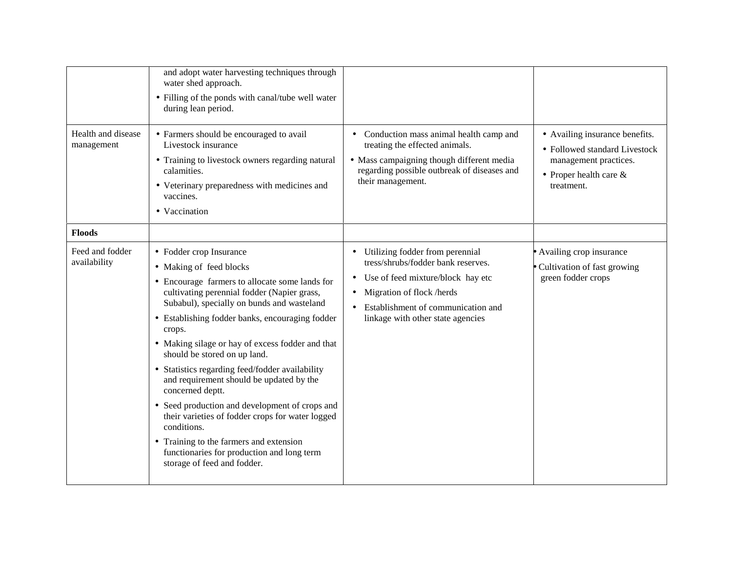| | | | |
|---|---|---|---|
| | and adopt water harvesting techniques through water shed approach.<br>• Filling of the ponds with canal/tube well water during lean period. | | |
| Health and disease management | • Farmers should be encouraged to avail Livestock insurance<br>• Training to livestock owners regarding natural calamities.<br>• Veterinary preparedness with medicines and vaccines.<br>• Vaccination | • Conduction mass animal health camp and treating the effected animals.<br>• Mass campaigning though different media regarding possible outbreak of diseases and their management. | • Availing insurance benefits.<br>• Followed standard Livestock management practices.<br>• Proper health care & treatment. |
| **Floods** | | | |
| Feed and fodder availability | • Fodder crop Insurance<br>• Making of feed blocks<br>• Encourage farmers to allocate some lands for cultivating perennial fodder (Napier grass, Subabul), specially on bunds and wasteland<br>• Establishing fodder banks, encouraging fodder crops.<br>• Making silage or hay of excess fodder and that should be stored on up land.<br>• Statistics regarding feed/fodder availability and requirement should be updated by the concerned deptt.<br>• Seed production and development of crops and their varieties of fodder crops for water logged conditions.<br>• Training to the farmers and extension functionaries for production and long term storage of feed and fodder. | • Utilizing fodder from perennial tress/shrubs/fodder bank reserves.<br>• Use of feed mixture/block hay etc<br>• Migration of flock /herds<br>• Establishment of communication and linkage with other state agencies | • Availing crop insurance<br>• Cultivation of fast growing green fodder crops |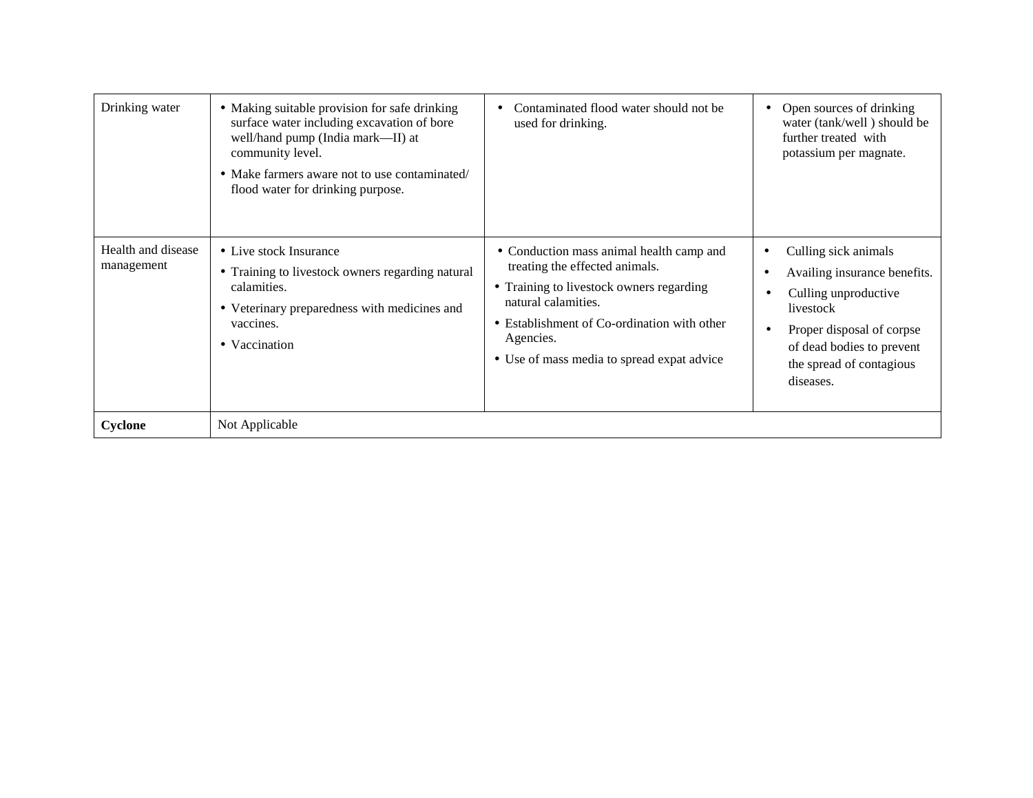| | | | |
|---|---|---|---|
| Drinking water | • Making suitable provision for safe drinking surface water including excavation of bore well/hand pump (India mark—II) at community level.<br>• Make farmers aware not to use contaminated/ flood water for drinking purpose. | • Contaminated flood water should not be used for drinking. | • Open sources of drinking water (tank/well ) should be further treated with potassium per magnate. |
| Health and disease management | • Live stock Insurance<br>• Training to livestock owners regarding natural calamities.<br>• Veterinary preparedness with medicines and vaccines.<br>• Vaccination | • Conduction mass animal health camp and treating the effected animals.<br>• Training to livestock owners regarding natural calamities.<br>• Establishment of Co-ordination with other Agencies.<br>• Use of mass media to spread expat advice | • Culling sick animals<br>• Availing insurance benefits.<br>• Culling unproductive livestock<br>• Proper disposal of corpse of dead bodies to prevent the spread of contagious diseases. |
| **Cyclone** | Not Applicable | | |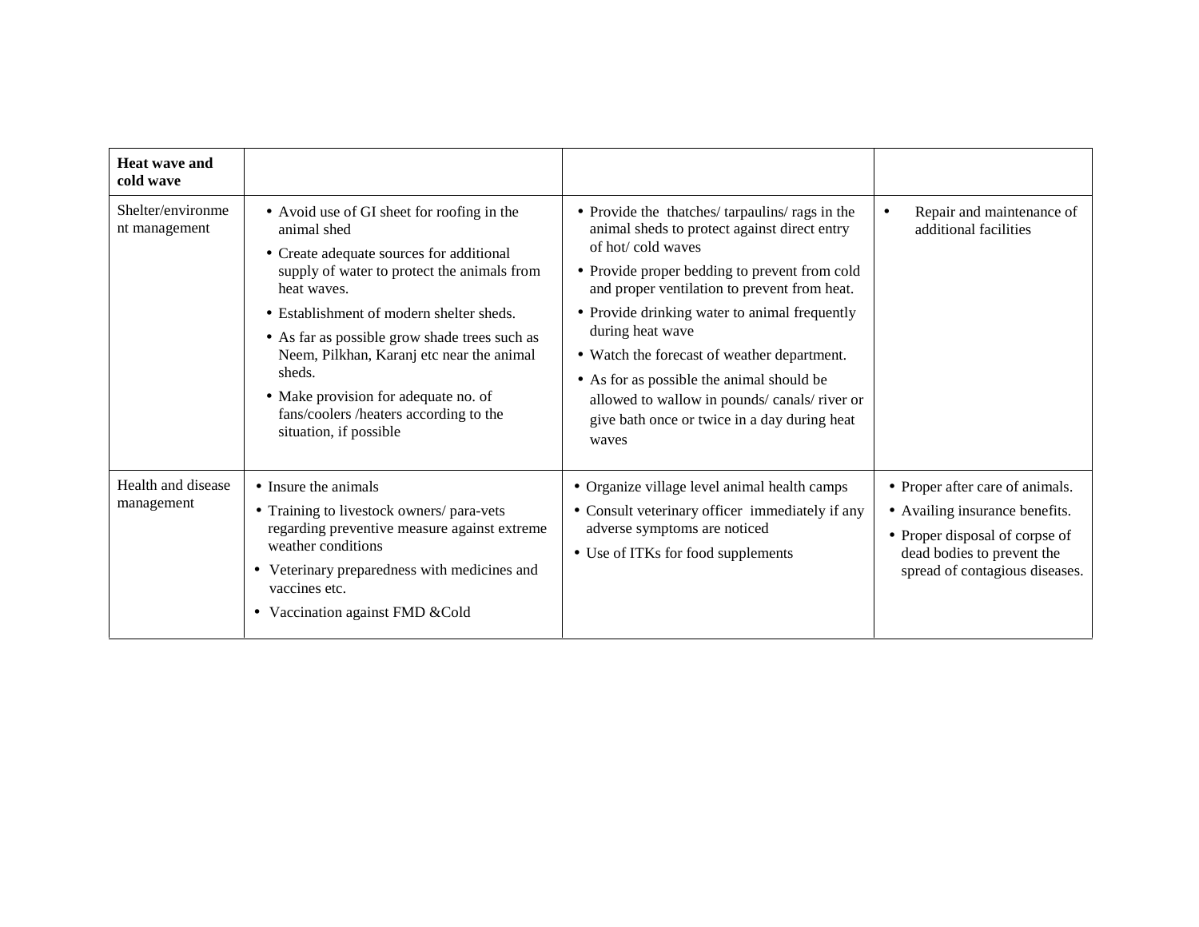| **Heat wave and cold wave** | | | |
|---|---|---|---|
| Shelter/environment management | • Avoid use of GI sheet for roofing in the animal shed<br>• Create adequate sources for additional supply of water to protect the animals from heat waves.<br>• Establishment of modern shelter sheds.<br>• As far as possible grow shade trees such as Neem, Pilkhan, Karanj etc near the animal sheds.<br>• Make provision for adequate no. of fans/coolers /heaters according to the situation, if possible | • Provide the thatches/ tarpaulins/ rags in the animal sheds to protect against direct entry of hot/ cold waves<br>• Provide proper bedding to prevent from cold and proper ventilation to prevent from heat.<br>• Provide drinking water to animal frequently during heat wave<br>• Watch the forecast of weather department.<br>• As for as possible the animal should be allowed to wallow in pounds/ canals/ river or give bath once or twice in a day during heat waves | • Repair and maintenance of additional facilities |
| Health and disease management | • Insure the animals<br>• Training to livestock owners/ para-vets regarding preventive measure against extreme weather conditions<br>• Veterinary preparedness with medicines and vaccines etc.<br>• Vaccination against FMD &Cold | • Organize village level animal health camps<br>• Consult veterinary officer immediately if any adverse symptoms are noticed<br>• Use of ITKs for food supplements | • Proper after care of animals.<br>• Availing insurance benefits.<br>• Proper disposal of corpse of dead bodies to prevent the spread of contagious diseases. |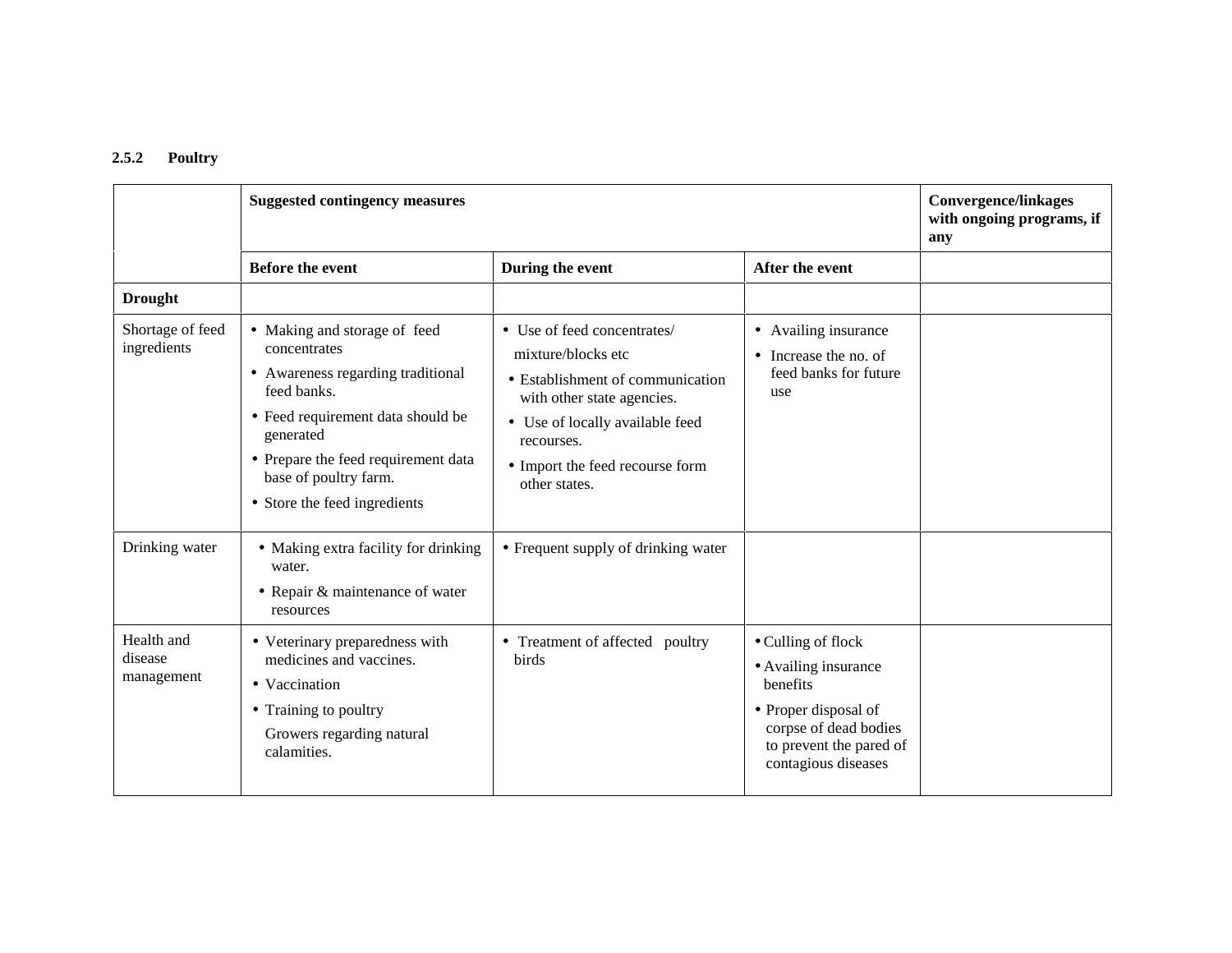### 2.5.2 Poultry

| | Suggested contingency measures | | | Convergence/linkages with ongoing programs, if any |
|---|---|---|---|---|
| | **Before the event** | **During the event** | **After the event** | |
| **Drought** | | | | |
| Shortage of feed ingredients | • Making and storage of feed concentrates<br>• Awareness regarding traditional feed banks.<br>• Feed requirement data should be generated<br>• Prepare the feed requirement data base of poultry farm.<br>• Store the feed ingredients | • Use of feed concentrates/ mixture/blocks etc<br>• Establishment of communication with other state agencies.<br>• Use of locally available feed recourses.<br>• Import the feed recourse form other states. | • Availing insurance<br>• Increase the no. of feed banks for future use | |
| Drinking water | • Making extra facility for drinking water.<br>• Repair & maintenance of water resources | • Frequent supply of drinking water | | |
| Health and disease management | • Veterinary preparedness with medicines and vaccines.<br>• Vaccination<br>• Training to poultry Growers regarding natural calamities. | • Treatment of affected poultry birds | • Culling of flock<br>• Availing insurance benefits<br>• Proper disposal of corpse of dead bodies to prevent the pared of contagious diseases | |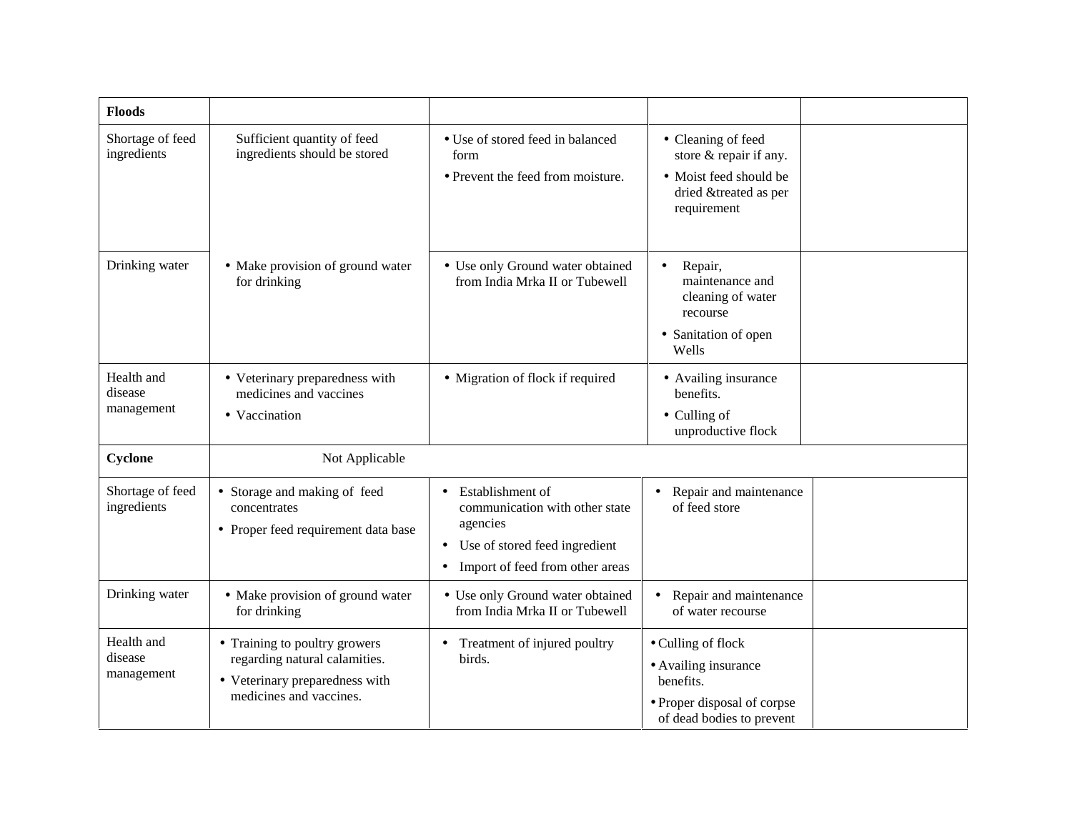| **Floods** | | | | |
|---|---|---|---|---|
| Shortage of feed ingredients | Sufficient quantity of feed ingredients should be stored | • Use of stored feed in balanced form<br>• Prevent the feed from moisture. | • Cleaning of feed store & repair if any.<br>• Moist feed should be dried &treated as per requirement | |
| Drinking water | • Make provision of ground water for drinking | • Use only Ground water obtained from India Mrka II or Tubewell | • Repair, maintenance and cleaning of water recourse<br>• Sanitation of open Wells | |
| Health and disease management | • Veterinary preparedness with medicines and vaccines<br>• Vaccination | • Migration of flock if required | • Availing insurance benefits.<br>• Culling of unproductive flock | |
| **Cyclone** | Not Applicable | | | |
| Shortage of feed ingredients | • Storage and making of feed concentrates<br>• Proper feed requirement data base | • Establishment of communication with other state agencies<br>• Use of stored feed ingredient<br>• Import of feed from other areas | • Repair and maintenance of feed store | |
| Drinking water | • Make provision of ground water for drinking | • Use only Ground water obtained from India Mrka II or Tubewell | • Repair and maintenance of water recourse | |
| Health and disease management | • Training to poultry growers regarding natural calamities.<br>• Veterinary preparedness with medicines and vaccines. | • Treatment of injured poultry birds. | • Culling of flock<br>• Availing insurance benefits.<br>• Proper disposal of corpse of dead bodies to prevent | |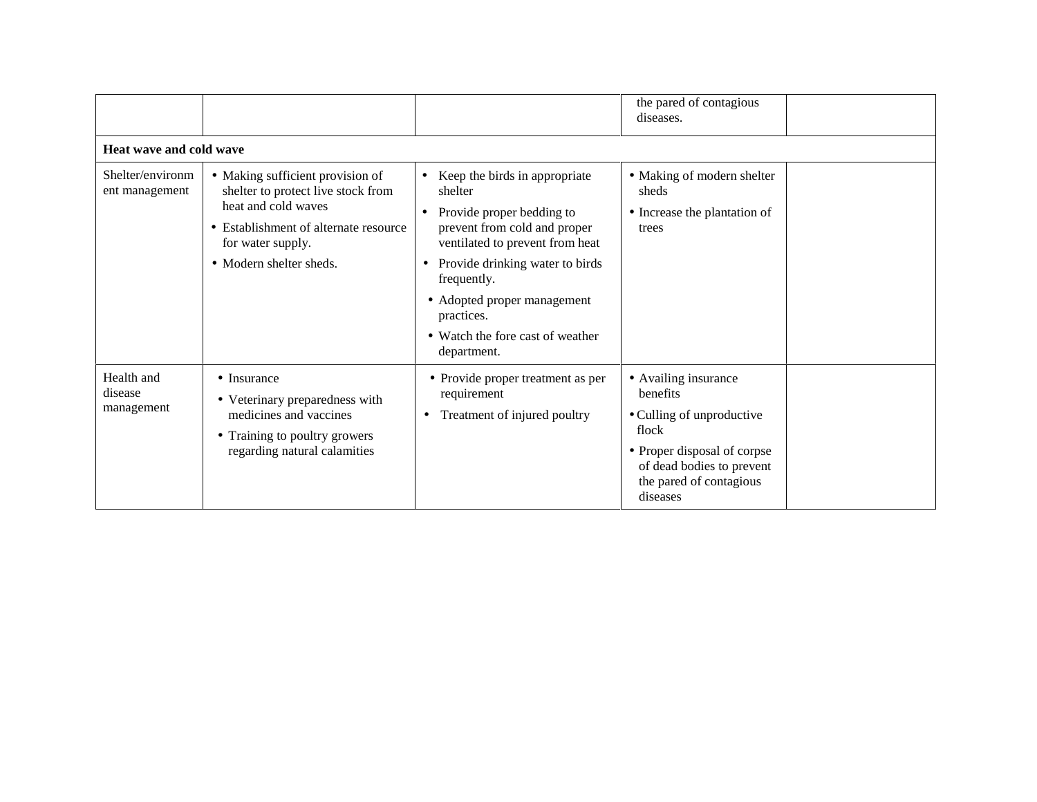| | | | | |
|---|---|---|---|---|
| | | | the pared of contagious diseases. | |
| **Heat wave and cold wave** | | | | |
| Shelter/environment management | • Making sufficient provision of shelter to protect live stock from heat and cold waves<br>• Establishment of alternate resource for water supply.<br>• Modern shelter sheds. | • Keep the birds in appropriate shelter<br>• Provide proper bedding to prevent from cold and proper ventilated to prevent from heat<br>• Provide drinking water to birds frequently.<br>• Adopted proper management practices.<br>• Watch the fore cast of weather department. | • Making of modern shelter sheds<br>• Increase the plantation of trees | |
| Health and disease management | • Insurance<br>• Veterinary preparedness with medicines and vaccines<br>• Training to poultry growers regarding natural calamities | • Provide proper treatment as per requirement<br>• Treatment of injured poultry | • Availing insurance benefits<br>• Culling of unproductive flock<br>• Proper disposal of corpse of dead bodies to prevent the pared of contagious diseases | |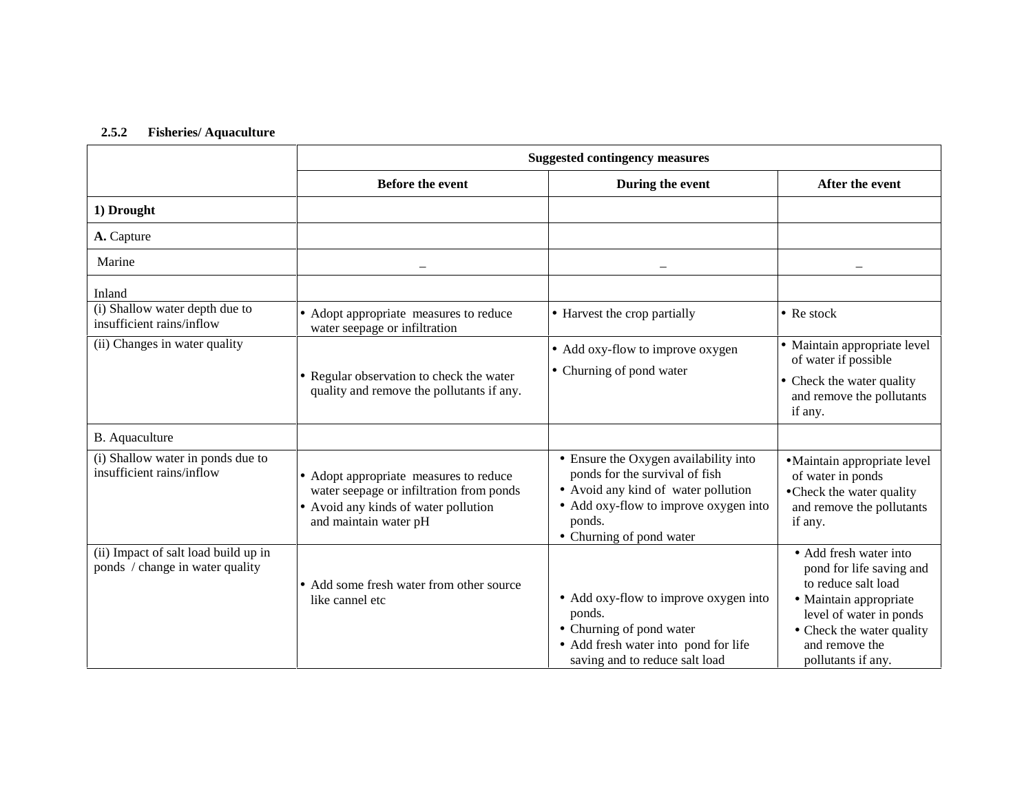### 2.5.2 Fisheries/ Aquaculture

| | Suggested contingency measures | | |
|---|---|---|---|
| | **Before the event** | **During the event** | **After the event** |
| **1) Drought** | | | |
| **A.** Capture | | | |
| Marine | – | – | – |
| Inland | | | |
| (i) Shallow water depth due to insufficient rains/inflow | • Adopt appropriate measures to reduce water seepage or infiltration | • Harvest the crop partially | • Re stock |
| (ii) Changes in water quality | • Regular observation to check the water quality and remove the pollutants if any. | • Add oxy-flow to improve oxygen<br>• Churning of pond water | • Maintain appropriate level of water if possible<br>• Check the water quality and remove the pollutants if any. |
| B. Aquaculture | | | |
| (i) Shallow water in ponds due to insufficient rains/inflow | • Adopt appropriate measures to reduce water seepage or infiltration from ponds<br>• Avoid any kinds of water pollution and maintain water pH | • Ensure the Oxygen availability into ponds for the survival of fish<br>• Avoid any kind of water pollution<br>• Add oxy-flow to improve oxygen into ponds.<br>• Churning of pond water | • Maintain appropriate level of water in ponds<br>• Check the water quality and remove the pollutants if any. |
| (ii) Impact of salt load build up in ponds / change in water quality | • Add some fresh water from other source like cannel etc | • Add oxy-flow to improve oxygen into ponds.<br>• Churning of pond water<br>• Add fresh water into pond for life saving and to reduce salt load | • Add fresh water into pond for life saving and to reduce salt load<br>• Maintain appropriate level of water in ponds<br>• Check the water quality and remove the pollutants if any. |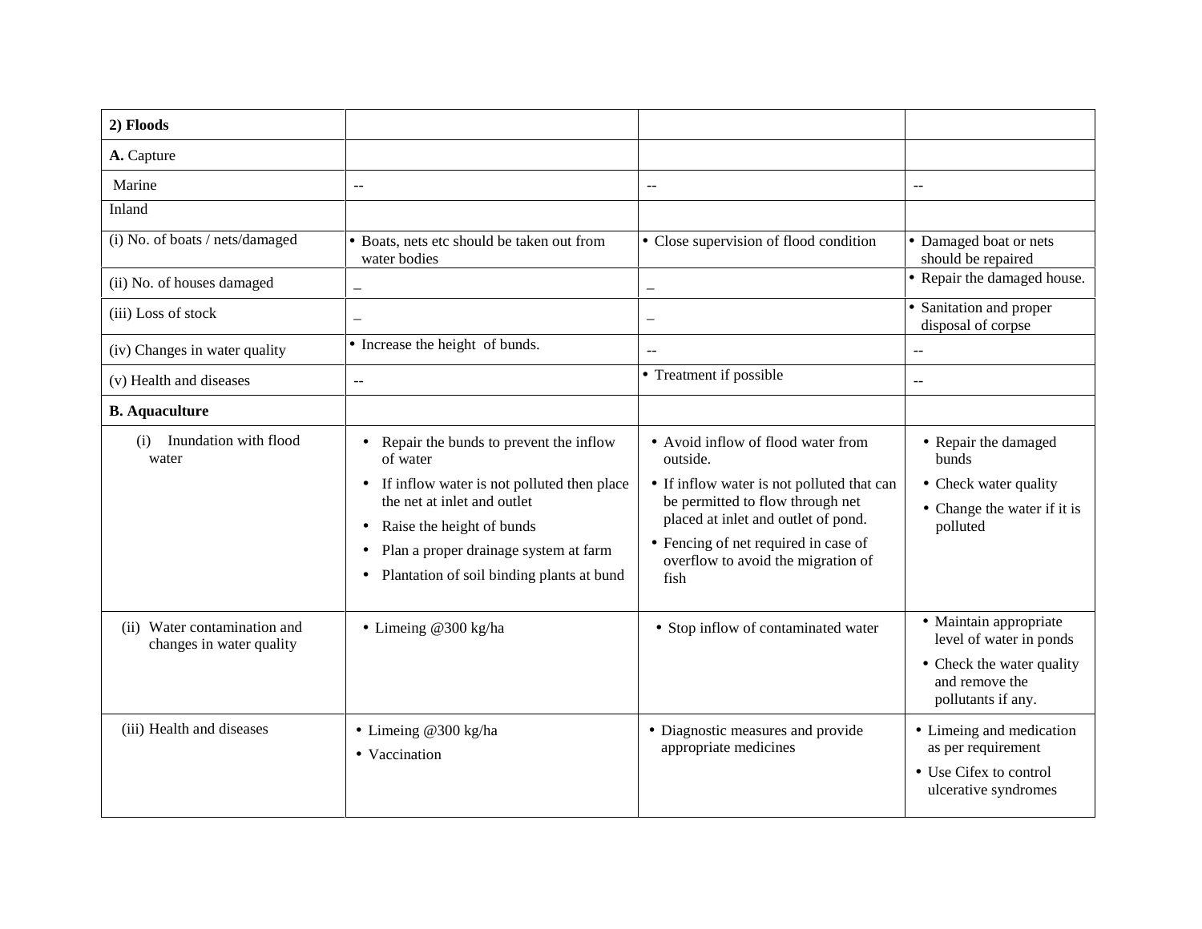| **2) Floods** | | | |
|---|---|---|---|
| **A.** Capture | | | |
| Marine | -- | -- | -- |
| Inland | | | |
| (i) No. of boats / nets/damaged | • Boats, nets etc should be taken out from water bodies | • Close supervision of flood condition | • Damaged boat or nets should be repaired |
| (ii) No. of houses damaged | _ | _ | • Repair the damaged house. |
| (iii) Loss of stock | _ | _ | • Sanitation and proper disposal of corpse |
| (iv) Changes in water quality | • Increase the height of bunds. | -- | -- |
| (v) Health and diseases | -- | • Treatment if possible | -- |
| **B. Aquaculture** | | | |
| (i) Inundation with flood water | • Repair the bunds to prevent the inflow of water<br>• If inflow water is not polluted then place the net at inlet and outlet<br>• Raise the height of bunds<br>• Plan a proper drainage system at farm<br>• Plantation of soil binding plants at bund | • Avoid inflow of flood water from outside.<br>• If inflow water is not polluted that can be permitted to flow through net placed at inlet and outlet of pond.<br>• Fencing of net required in case of overflow to avoid the migration of fish | • Repair the damaged bunds<br>• Check water quality<br>• Change the water if it is polluted |
| (ii) Water contamination and changes in water quality | • Limeing @300 kg/ha | • Stop inflow of contaminated water | • Maintain appropriate level of water in ponds<br>• Check the water quality and remove the pollutants if any. |
| (iii) Health and diseases | • Limeing @300 kg/ha<br>• Vaccination | • Diagnostic measures and provide appropriate medicines | • Limeing and medication as per requirement<br>• Use Cifex to control ulcerative syndromes |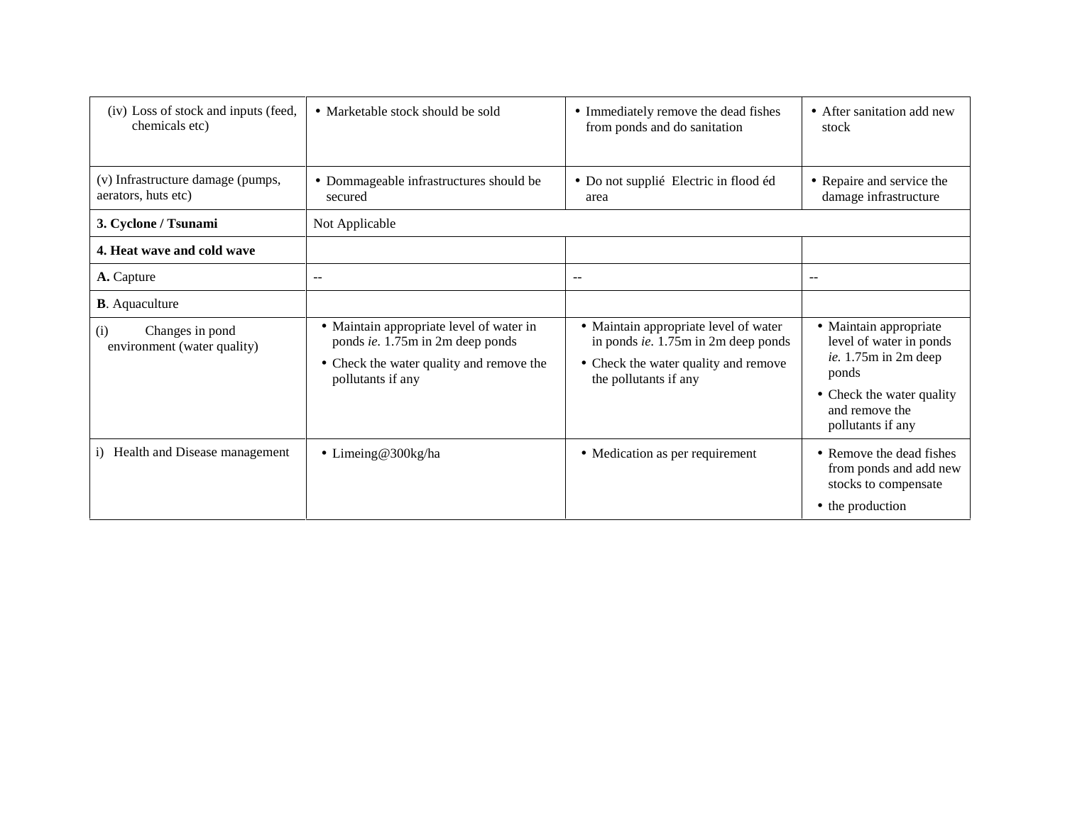| | | | |
|---|---|---|---|
| (iv) Loss of stock and inputs (feed, chemicals etc) | • Marketable stock should be sold | • Immediately remove the dead fishes from ponds and do sanitation | • After sanitation add new stock |
| (v) Infrastructure damage (pumps, aerators, huts etc) | • Dommageable infrastructures should be secured | • Do not supplié Electric in flood éd area | • Repaire and service the damage infrastructure |
| **3. Cyclone / Tsunami** | Not Applicable | | |
| **4. Heat wave and cold wave** | | | |
| **A.** Capture | -- | -- | -- |
| **B**. Aquaculture | | | |
| (i) Changes in pond environment (water quality) | • Maintain appropriate level of water in ponds *ie.* 1.75m in 2m deep ponds<br>• Check the water quality and remove the pollutants if any | • Maintain appropriate level of water in ponds *ie.* 1.75m in 2m deep ponds<br>• Check the water quality and remove the pollutants if any | • Maintain appropriate level of water in ponds *ie.* 1.75m in 2m deep ponds<br>• Check the water quality and remove the pollutants if any |
| i) Health and Disease management | • Limeing@300kg/ha | • Medication as per requirement | • Remove the dead fishes from ponds and add new stocks to compensate<br>• the production |